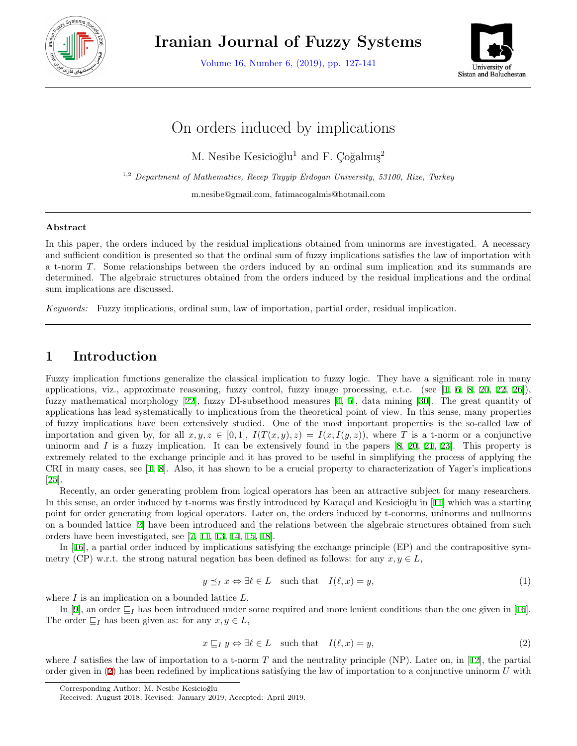# On orders induced by implications

M. Nesibe Kesicioğlu[1] and F. Çoğalmış[2]

[1,2] *Department of Mathematics, Recep Tayyip Erdogan University, 53100, Rize, Turkey*

m.nesibe@gmail.com, fatimacogalmis@hotmail.com

### Abstract

In this paper, the orders induced by the residual implications obtained from uninorms are investigated. A necessary and sufficient condition is presented so that the ordinal sum of fuzzy implications satisfies the law of importation with a t-norm $T$. Some relationships between the orders induced by an ordinal sum implication and its summands are determined. The algebraic structures obtained from the orders induced by the residual implications and the ordinal sum implications are discussed.

*Keywords:* Fuzzy implications, ordinal sum, law of importation, partial order, residual implication.

## 1 Introduction

Fuzzy implication functions generalize the classical implication to fuzzy logic. They have a significant role in many applications, viz., approximate reasoning, fuzzy control, fuzzy image processing, e.t.c. (see [1, 6, 8, 20, 22, 26]), fuzzy mathematical morphology [22], fuzzy DI-subsethood measures [4, 5], data mining [30]. The great quantity of applications has lead systematically to implications from the theoretical point of view. In this sense, many properties of fuzzy implications have been extensively studied. One of the most important properties is the so-called law of importation and given by, for all $x, y, z \in [0, 1]$, $I(T(x, y), z) = I(x, I(y, z))$, where $T$ is a t-norm or a conjunctive uninorm and $I$ is a fuzzy implication. It can be extensively found in the papers [8, 20, 21, 23]. This property is extremely related to the exchange principle and it has proved to be useful in simplifying the process of applying the CRI in many cases, see [1, 8]. Also, it has shown to be a crucial property to characterization of Yager's implications [25].

Recently, an order generating problem from logical operators has been an attractive subject for many researchers. In this sense, an order induced by t-norms was firstly introduced by Karaçal and Kesicioğlu in [11] which was a starting point for order generating from logical operators. Later on, the orders induced by t-conorms, uninorms and nullnorms on a bounded lattice [2] have been introduced and the relations between the algebraic structures obtained from such orders have been investigated, see [7, 11, 13, 14, 15, 18].

In [16], a partial order induced by implications satisfying the exchange principle (EP) and the contrapositive symmetry (CP) w.r.t. the strong natural negation has been defined as follows: for any $x, y \in L$,

$$y \preceq_I x \Leftrightarrow \exists \ell \in L \quad \text{such that} \quad I(\ell, x) = y, \tag{1}$$

where $I$ is an implication on a bounded lattice $L$.

In [9], an order $\sqsubseteq_I$ has been introduced under some required and more lenient conditions than the one given in [16]. The order $\sqsubseteq_I$ has been given as: for any $x, y \in L$,

$$x \sqsubseteq_I y \Leftrightarrow \exists \ell \in L \quad \text{such that} \quad I(\ell, x) = y, \tag{2}$$

where $I$ satisfies the law of importation to a t-norm $T$ and the neutrality principle (NP). Later on, in [12], the partial order given in (2) has been redefined by implications satisfying the law of importation to a conjunctive uninorm $U$ with

Corresponding Author: M. Nesibe Kesicioğlu

Received: August 2018; Revised: January 2019; Accepted: April 2019.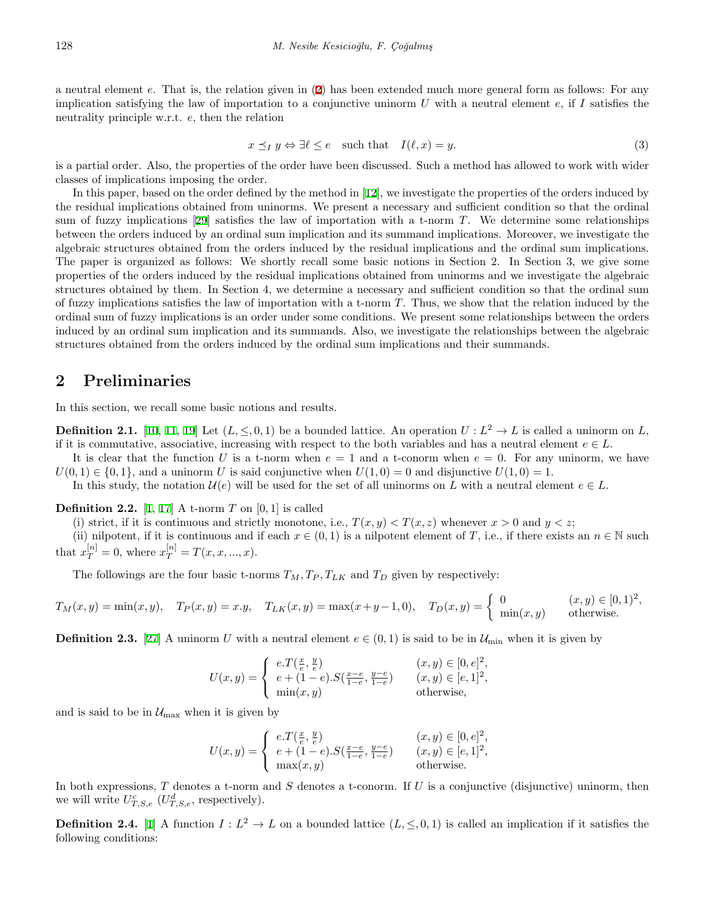a neutral element $e$. That is, the relation given in (2) has been extended much more general form as follows: For any implication satisfying the law of importation to a conjunctive uninorm $U$ with a neutral element $e$, if $I$ satisfies the neutrality principle w.r.t. $e$, then the relation

$$x \preceq_I y \Leftrightarrow \exists \ell \leq e \quad \text{such that} \quad I(\ell, x) = y. \tag{3}$$

is a partial order. Also, the properties of the order have been discussed. Such a method has allowed to work with wider classes of implications imposing the order.

In this paper, based on the order defined by the method in [12], we investigate the properties of the orders induced by the residual implications obtained from uninorms. We present a necessary and sufficient condition so that the ordinal sum of fuzzy implications [29] satisfies the law of importation with a t-norm $T$. We determine some relationships between the orders induced by an ordinal sum implication and its summand implications. Moreover, we investigate the algebraic structures obtained from the orders induced by the residual implications and the ordinal sum implications. The paper is organized as follows: We shortly recall some basic notions in Section 2. In Section 3, we give some properties of the orders induced by the residual implications obtained from uninorms and we investigate the algebraic structures obtained by them. In Section 4, we determine a necessary and sufficient condition so that the ordinal sum of fuzzy implications satisfies the law of importation with a t-norm $T$. Thus, we show that the relation induced by the ordinal sum of fuzzy implications is an order under some conditions. We present some relationships between the orders induced by an ordinal sum implication and its summands. Also, we investigate the relationships between the algebraic structures obtained from the orders induced by the ordinal sum implications and their summands.

## 2 Preliminaries

In this section, we recall some basic notions and results.

**Definition 2.1.** [10, 11, 19] Let $(L, \leq, 0, 1)$ be a bounded lattice. An operation $U : L^2 \to L$ is called a uninorm on $L$, if it is commutative, associative, increasing with respect to the both variables and has a neutral element $e \in L$.

It is clear that the function $U$ is a t-norm when $e = 1$ and a t-conorm when $e = 0$. For any uninorm, we have $U(0, 1) \in \{0, 1\}$, and a uninorm $U$ is said conjunctive when $U(1, 0) = 0$ and disjunctive $U(1, 0) = 1$.

In this study, the notation $\mathcal{U}(e)$ will be used for the set of all uninorms on $L$ with a neutral element $e \in L$.

**Definition 2.2.** [1, 17] A t-norm $T$ on $[0, 1]$ is called

(i) strict, if it is continuous and strictly monotone, i.e., $T(x, y) < T(x, z)$ whenever $x > 0$ and $y < z$;

(ii) nilpotent, if it is continuous and if each $x \in (0, 1)$ is a nilpotent element of $T$, i.e., if there exists an $n \in \mathbb{N}$ such that $x_T^{[n]} = 0$, where $x_T^{[n]} = T(x, x, ..., x)$.

The followings are the four basic t-norms $T_M, T_P, T_{LK}$ and $T_D$ given by respectively:

$$T_M(x, y) = \min(x, y), \quad T_P(x, y) = x.y, \quad T_{LK}(x, y) = \max(x + y - 1, 0), \quad T_D(x, y) = \begin{cases} 0 & (x, y) \in [0, 1)^2, \\ \min(x, y) & \text{otherwise.} \end{cases}$$

**Definition 2.3.** [27] A uninorm $U$ with a neutral element $e \in (0, 1)$ is said to be in $\mathcal{U}_{\min}$ when it is given by

$$U(x, y) = \begin{cases} e.T(\frac{x}{e}, \frac{y}{e}) & (x, y) \in [0, e]^2, \\ e + (1 - e).S(\frac{x-e}{1-e}, \frac{y-e}{1-e}) & (x, y) \in [e, 1]^2, \\ \min(x, y) & \text{otherwise,} \end{cases}$$

and is said to be in $\mathcal{U}_{\max}$ when it is given by

$$U(x, y) = \begin{cases} e.T(\frac{x}{e}, \frac{y}{e}) & (x, y) \in [0, e]^2, \\ e + (1 - e).S(\frac{x-e}{1-e}, \frac{y-e}{1-e}) & (x, y) \in [e, 1]^2, \\ \max(x, y) & \text{otherwise.} \end{cases}$$

In both expressions, $T$ denotes a t-norm and $S$ denotes a t-conorm. If $U$ is a conjunctive (disjunctive) uninorm, then we will write $U^c_{T,S,e}$ ($U^d_{T,S,e}$, respectively).

**Definition 2.4.** [1] A function $I : L^2 \to L$ on a bounded lattice $(L, \leq, 0, 1)$ is called an implication if it satisfies the following conditions: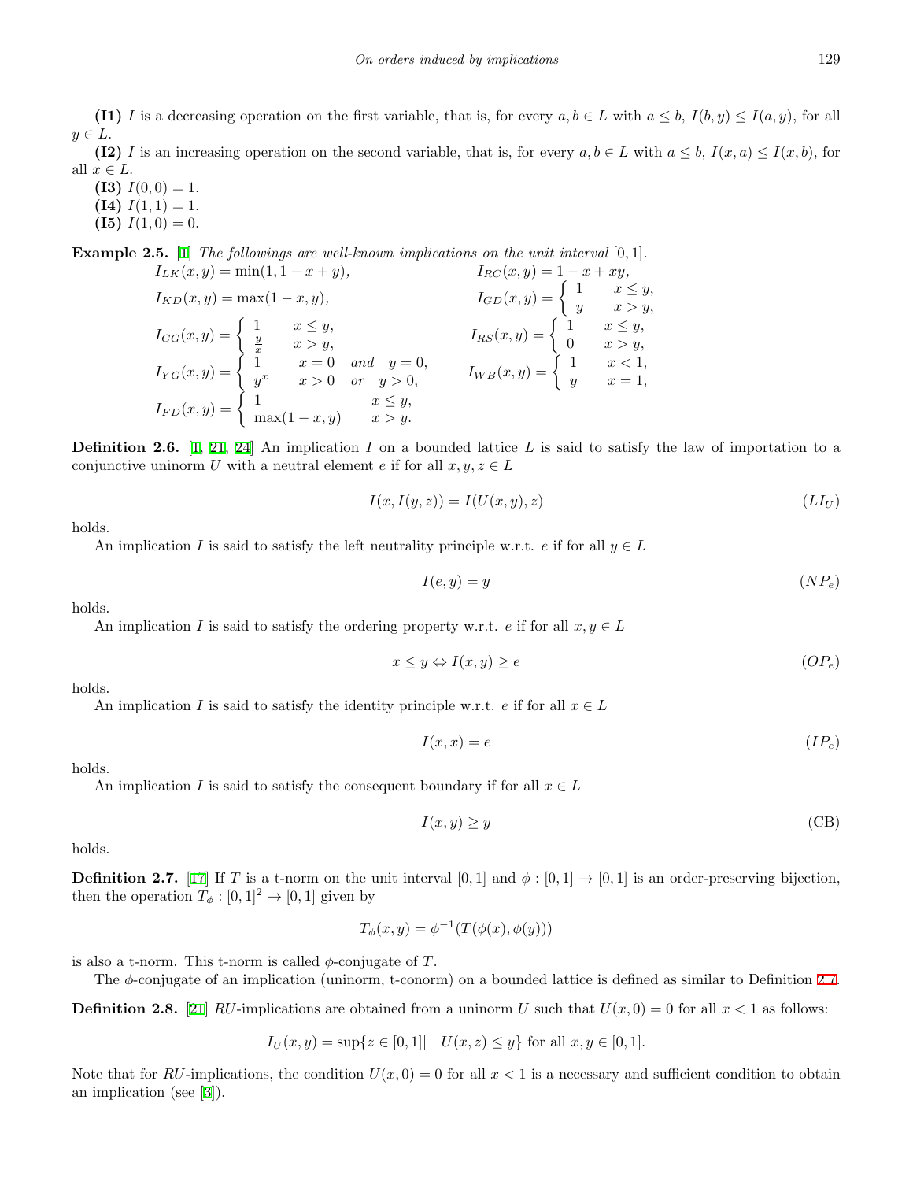**(I1)** $I$ is a decreasing operation on the first variable, that is, for every $a, b \in L$ with $a \leq b$, $I(b, y) \leq I(a, y)$, for all $y \in L$.

**(I2)** $I$ is an increasing operation on the second variable, that is, for every $a, b \in L$ with $a \leq b$, $I(x, a) \leq I(x, b)$, for all $x \in L$.

**(I3)** $I(0, 0) = 1$.

**(I4)** $I(1, 1) = 1$.

**(I5)** $I(1, 0) = 0$.

**Example 2.5.** [1] *The followings are well-known implications on the unit interval* $[0, 1]$.

$$I_{LK}(x, y) = \min(1, 1 - x + y), \qquad I_{RC}(x, y) = 1 - x + xy,$$

$$I_{KD}(x, y) = \max(1 - x, y), \qquad I_{GD}(x, y) = \begin{cases} 1 & x \leq y, \\ y & x > y, \end{cases}$$

$$I_{GG}(x, y) = \begin{cases} 1 & x \leq y, \\ \frac{y}{x} & x > y, \end{cases} \qquad I_{RS}(x, y) = \begin{cases} 1 & x \leq y, \\ 0 & x > y, \end{cases}$$

$$I_{YG}(x, y) = \begin{cases} 1 & x = 0 \quad and \quad y = 0, \\ y^x & x > 0 \quad or \quad y > 0, \end{cases} \qquad I_{WB}(x, y) = \begin{cases} 1 & x < 1, \\ y & x = 1, \end{cases}$$

$$I_{FD}(x, y) = \begin{cases} 1 & x \leq y, \\ \max(1 - x, y) & x > y. \end{cases}$$

**Definition 2.6.** [1, 21, 24] An implication $I$ on a bounded lattice $L$ is said to satisfy the law of importation to a conjunctive uninorm $U$ with a neutral element $e$ if for all $x, y, z \in L$

$$I(x, I(y, z)) = I(U(x, y), z) \qquad (LI_U)$$

holds.

An implication $I$ is said to satisfy the left neutrality principle w.r.t. $e$ if for all $y \in L$

$$I(e, y) = y \qquad (NP_e)$$

holds.

An implication $I$ is said to satisfy the ordering property w.r.t. $e$ if for all $x, y \in L$

$$x \leq y \Leftrightarrow I(x, y) \geq e \qquad (OP_e)$$

holds.

An implication $I$ is said to satisfy the identity principle w.r.t. $e$ if for all $x \in L$

$$I(x, x) = e \qquad (IP_e)$$

holds.

An implication $I$ is said to satisfy the consequent boundary if for all $x \in L$

$$I(x, y) \geq y \qquad \text{(CB)}$$

holds.

**Definition 2.7.** [17] If $T$ is a t-norm on the unit interval $[0, 1]$ and $\phi : [0, 1] \to [0, 1]$ is an order-preserving bijection, then the operation $T_\phi : [0, 1]^2 \to [0, 1]$ given by

$$T_\phi(x, y) = \phi^{-1}(T(\phi(x), \phi(y)))$$

is also a t-norm. This t-norm is called $\phi$-conjugate of $T$.

The $\phi$-conjugate of an implication (uninorm, t-conorm) on a bounded lattice is defined as similar to Definition 2.7.

**Definition 2.8.** [21] *RU*-implications are obtained from a uninorm $U$ such that $U(x, 0) = 0$ for all $x < 1$ as follows:

$$I_U(x, y) = \sup\{z \in [0, 1] | \quad U(x, z) \leq y\} \text{ for all } x, y \in [0, 1].$$

Note that for *RU*-implications, the condition $U(x, 0) = 0$ for all $x < 1$ is a necessary and sufficient condition to obtain an implication (see [3]).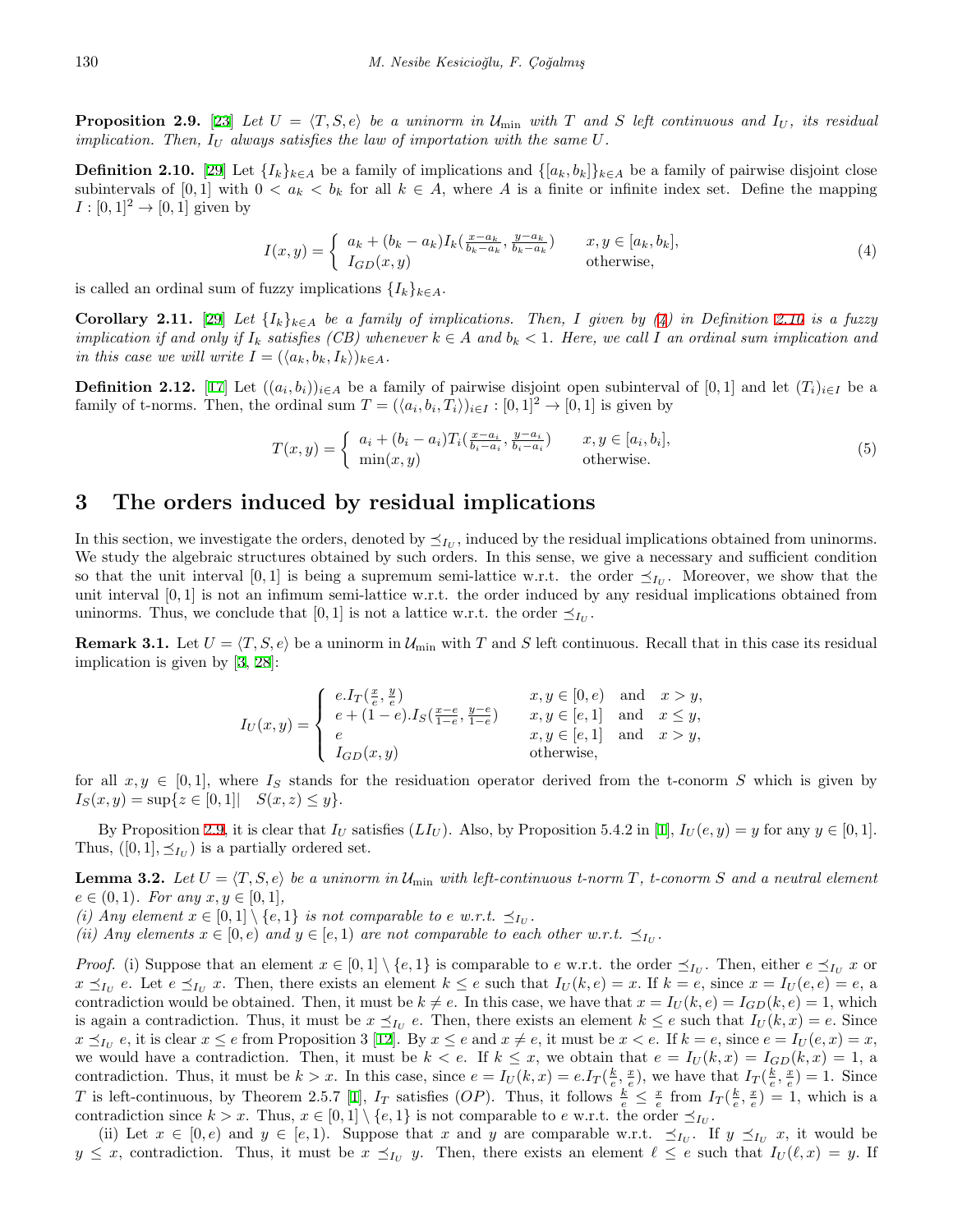**Proposition 2.9.** [23] *Let $U = \langle T, S, e\rangle$ be a uninorm in $\mathcal{U}_{\min}$ with $T$ and $S$ left continuous and $I_U$, its residual implication. Then, $I_U$ always satisfies the law of importation with the same $U$.*

**Definition 2.10.** [29] Let $\{I_k\}_{k\in A}$ be a family of implications and $\{[a_k, b_k]\}_{k\in A}$ be a family of pairwise disjoint close subintervals of $[0,1]$ with $0 < a_k < b_k$ for all $k \in A$, where $A$ is a finite or infinite index set. Define the mapping $I : [0,1]^2 \to [0,1]$ given by

$$I(x,y) = \begin{cases} a_k + (b_k - a_k) I_k(\frac{x-a_k}{b_k-a_k}, \frac{y-a_k}{b_k-a_k}) & x, y \in [a_k, b_k], \\ I_{GD}(x,y) & \text{otherwise}, \end{cases} \tag{4}$$

is called an ordinal sum of fuzzy implications $\{I_k\}_{k\in A}$.

**Corollary 2.11.** [29] *Let $\{I_k\}_{k\in A}$ be a family of implications. Then, $I$ given by (4) in Definition 2.10 is a fuzzy implication if and only if $I_k$ satisfies (CB) whenever $k \in A$ and $b_k < 1$. Here, we call $I$ an ordinal sum implication and in this case we will write $I = (\langle a_k, b_k, I_k\rangle)_{k\in A}$.*

**Definition 2.12.** [17] Let $((a_i, b_i))_{i\in A}$ be a family of pairwise disjoint open subinterval of $[0,1]$ and let $(T_i)_{i\in I}$ be a family of t-norms. Then, the ordinal sum $T = (\langle a_i, b_i, T_i\rangle)_{i\in I} : [0,1]^2 \to [0,1]$ is given by

$$T(x,y) = \begin{cases} a_i + (b_i - a_i) T_i(\frac{x-a_i}{b_i-a_i}, \frac{y-a_i}{b_i-a_i}) & x, y \in [a_i, b_i], \\ \min(x,y) & \text{otherwise}. \end{cases} \tag{5}$$

# 3 The orders induced by residual implications

In this section, we investigate the orders, denoted by $\preceq_{I_U}$, induced by the residual implications obtained from uninorms. We study the algebraic structures obtained by such orders. In this sense, we give a necessary and sufficient condition so that the unit interval $[0,1]$ is being a supremum semi-lattice w.r.t. the order $\preceq_{I_U}$. Moreover, we show that the unit interval $[0,1]$ is not an infimum semi-lattice w.r.t. the order induced by any residual implications obtained from uninorms. Thus, we conclude that $[0,1]$ is not a lattice w.r.t. the order $\preceq_{I_U}$.

**Remark 3.1.** Let $U = \langle T, S, e\rangle$ be a uninorm in $\mathcal{U}_{\min}$ with $T$ and $S$ left continuous. Recall that in this case its residual implication is given by [3, 28]:

$$I_U(x,y) = \begin{cases} e.I_T(\frac{x}{e}, \frac{y}{e}) & x, y \in [0,e) \quad \text{and} \quad x > y, \\ e + (1-e).I_S(\frac{x-e}{1-e}, \frac{y-e}{1-e}) & x, y \in [e,1] \quad \text{and} \quad x \le y, \\ e & x, y \in [e,1] \quad \text{and} \quad x > y, \\ I_{GD}(x,y) & \text{otherwise}, \end{cases}$$

for all $x, y \in [0,1]$, where $I_S$ stands for the residuation operator derived from the t-conorm $S$ which is given by $I_S(x,y) = \sup\{z \in [0,1] | \quad S(x,z) \le y\}$.

By Proposition 2.9, it is clear that $I_U$ satisfies $(LI_U)$. Also, by Proposition 5.4.2 in [1], $I_U(e,y) = y$ for any $y \in [0,1]$. Thus, $([0,1], \preceq_{I_U})$ is a partially ordered set.

**Lemma 3.2.** *Let $U = \langle T, S, e\rangle$ be a uninorm in $\mathcal{U}_{\min}$ with left-continuous t-norm $T$, t-conorm $S$ and a neutral element $e \in (0,1)$. For any $x, y \in [0,1]$,*
*(i) Any element $x \in [0,1] \setminus \{e, 1\}$ is not comparable to $e$ w.r.t. $\preceq_{I_U}$.*
*(ii) Any elements $x \in [0,e)$ and $y \in [e,1)$ are not comparable to each other w.r.t. $\preceq_{I_U}$.*

*Proof.* (i) Suppose that an element $x \in [0,1] \setminus \{e,1\}$ is comparable to $e$ w.r.t. the order $\preceq_{I_U}$. Then, either $e \preceq_{I_U} x$ or $x \preceq_{I_U} e$. Let $e \preceq_{I_U} x$. Then, there exists an element $k \le e$ such that $I_U(k,e) = x$. If $k = e$, since $x = I_U(e,e) = e$, a contradiction would be obtained. Then, it must be $k \ne e$. In this case, we have that $x = I_U(k,e) = I_{GD}(k,e) = 1$, which is again a contradiction. Thus, it must be $x \preceq_{I_U} e$. Then, there exists an element $k \le e$ such that $I_U(k,x) = e$. Since $x \preceq_{I_U} e$, it is clear $x \le e$ from Proposition 3 [12]. By $x \le e$ and $x \ne e$, it must be $x < e$. If $k = e$, since $e = I_U(e,x) = x$, we would have a contradiction. Then, it must be $k < e$. If $k \le x$, we obtain that $e = I_U(k,x) = I_{GD}(k,x) = 1$, a contradiction. Thus, it must be $k > x$. In this case, since $e = I_U(k,x) = e.I_T(\frac{k}{e}, \frac{x}{e})$, we have that $I_T(\frac{k}{e}, \frac{x}{e}) = 1$. Since $T$ is left-continuous, by Theorem 2.5.7 [1], $I_T$ satisfies $(OP)$. Thus, it follows $\frac{k}{e} \le \frac{x}{e}$ from $I_T(\frac{k}{e}, \frac{x}{e}) = 1$, which is a contradiction since $k > x$. Thus, $x \in [0,1] \setminus \{e,1\}$ is not comparable to $e$ w.r.t. the order $\preceq_{I_U}$.

(ii) Let $x \in [0,e)$ and $y \in [e,1)$. Suppose that $x$ and $y$ are comparable w.r.t. $\preceq_{I_U}$. If $y \preceq_{I_U} x$, it would be $y \le x$, contradiction. Thus, it must be $x \preceq_{I_U} y$. Then, there exists an element $\ell \le e$ such that $I_U(\ell, x) = y$. If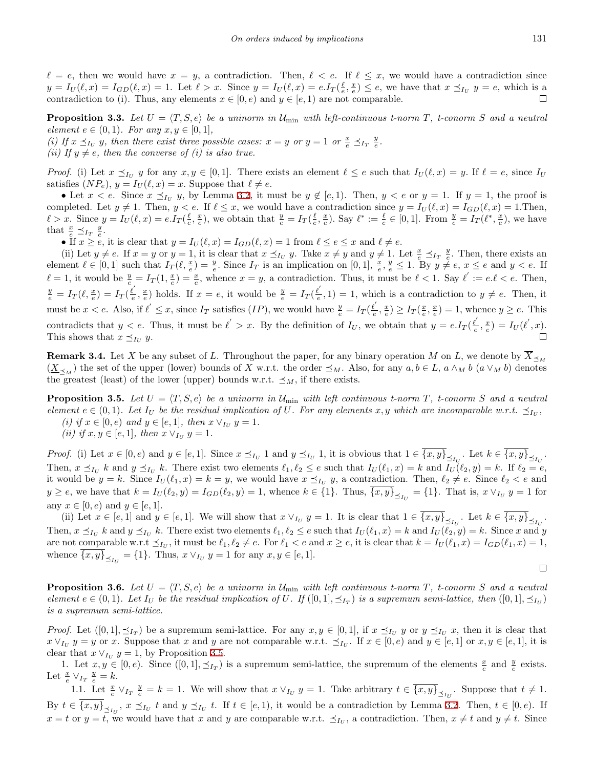$\ell = e$, then we would have $x = y$, a contradiction. Then, $\ell < e$. If $\ell \leq x$, we would have a contradiction since $y = I_U(\ell, x) = I_{GD}(\ell, x) = 1$. Let $\ell > x$. Since $y = I_U(\ell, x) = e.I_T(\frac{\ell}{e}, \frac{x}{e}) \leq e$, we have that $x \preceq_{I_U} y = e$, which is a contradiction to (i). Thus, any elements $x \in [0, e)$ and $y \in [e, 1)$ are not comparable. $\square$

**Proposition 3.3.** *Let $U = \langle T, S, e\rangle$ be a uninorm in $\mathcal{U}_{\min}$ with left-continuous t-norm $T$, t-conorm $S$ and a neutral element $e \in (0, 1)$. For any $x, y \in [0, 1]$,*
*(i) If $x \preceq_{I_U} y$, then there exist three possible cases: $x = y$ or $y = 1$ or $\frac{x}{e} \preceq_{I_T} \frac{y}{e}$.*
*(ii) If $y \neq e$, then the converse of (i) is also true.*

*Proof.* (i) Let $x \preceq_{I_U} y$ for any $x, y \in [0, 1]$. There exists an element $\ell \leq e$ such that $I_U(\ell, x) = y$. If $\ell = e$, since $I_U$ satisfies $(NP_e)$, $y = I_U(\ell, x) = x$. Suppose that $\ell \neq e$.

• Let $x < e$. Since $x \preceq_{I_U} y$, by Lemma 3.2, it must be $y \notin [e, 1)$. Then, $y < e$ or $y = 1$. If $y = 1$, the proof is completed. Let $y \neq 1$. Then, $y < e$. If $\ell \leq x$, we would have a contradiction since $y = I_U(\ell, x) = I_{GD}(\ell, x) = 1$.Then, $\ell > x$. Since $y = I_U(\ell, x) = e.I_T(\frac{\ell}{e}, \frac{x}{e})$, we obtain that $\frac{y}{e} = I_T(\frac{\ell}{e}, \frac{x}{e})$. Say $\ell^* := \frac{\ell}{e} \in [0, 1]$. From $\frac{y}{e} = I_T(\ell^*, \frac{x}{e})$, we have that $\frac{x}{e} \preceq_{I_T} \frac{y}{e}$.

• If $x \geq e$, it is clear that $y = I_U(\ell, x) = I_{GD}(\ell, x) = 1$ from $\ell \leq e \leq x$ and $\ell \neq e$.

(ii) Let $y \neq e$. If $x = y$ or $y = 1$, it is clear that $x \preceq_{I_U} y$. Take $x \neq y$ and $y \neq 1$. Let $\frac{x}{e} \preceq_{I_T} \frac{y}{e}$. Then, there exists an element $\ell \in [0, 1]$ such that $I_T(\ell, \frac{x}{e}) = \frac{y}{e}$. Since $I_T$ is an implication on $[0, 1]$, $\frac{x}{e}, \frac{y}{e} \leq 1$. By $y \neq e$, $x \leq e$ and $y < e$. If $\ell = 1$, it would be $\frac{y}{e} = I_T(1, \frac{x}{e}) = \frac{x}{e}$, whence $x = y$, a contradiction. Thus, it must be $\ell < 1$. Say $\ell' := e.\ell < e$. Then, $\frac{y}{e} = I_T(\ell, \frac{x}{e}) = I_T(\frac{\ell'}{e}, \frac{x}{e})$ holds. If $x = e$, it would be $\frac{y}{e} = I_T(\frac{\ell'}{e}, 1) = 1$, which is a contradiction to $y \neq e$. Then, it must be $x < e$. Also, if $\ell' \leq x$, since $I_T$ satisfies $(IP)$, we would have $\frac{y}{e} = I_T(\frac{\ell'}{e}, \frac{x}{e}) \geq I_T(\frac{x}{e}, \frac{x}{e}) = 1$, whence $y \geq e$. This contradicts that $y < e$. Thus, it must be $\ell' > x$. By the definition of $I_U$, we obtain that $y = e.I_T(\frac{\ell'}{e}, \frac{x}{e}) = I_U(\ell', x)$. This shows that $x \preceq_{I_U} y$. $\square$

**Remark 3.4.** Let $X$ be any subset of $L$. Throughout the paper, for any binary operation $M$ on $L$, we denote by $\overline{X}_{\preceq_M}$ ($\underline{X}_{\preceq_M}$) the set of the upper (lower) bounds of $X$ w.r.t. the order $\preceq_M$. Also, for any $a, b \in L$, $a \wedge_M b$ ($a \vee_M b$) denotes the greatest (least) of the lower (upper) bounds w.r.t. $\preceq_M$, if there exists.

**Proposition 3.5.** *Let $U = \langle T, S, e\rangle$ be a uninorm in $\mathcal{U}_{\min}$ with left continuous t-norm $T$, t-conorm $S$ and a neutral element $e \in (0, 1)$. Let $I_U$ be the residual implication of $U$. For any elements $x, y$ which are incomparable w.r.t. $\preceq_{I_U}$,*
*(i) if $x \in [0, e)$ and $y \in [e, 1]$, then $x \vee_{I_U} y = 1$.*
*(ii) if $x, y \in [e, 1]$, then $x \vee_{I_U} y = 1$.*

*Proof.* (i) Let $x \in [0, e)$ and $y \in [e, 1]$. Since $x \preceq_{I_U} 1$ and $y \preceq_{I_U} 1$, it is obvious that $1 \in \overline{\{x, y\}}_{\preceq_{I_U}}$. Let $k \in \overline{\{x, y\}}_{\preceq_{I_U}}$. Then, $x \preceq_{I_U} k$ and $y \preceq_{I_U} k$. There exist two elements $\ell_1, \ell_2 \leq e$ such that $I_U(\ell_1, x) = k$ and $I_U(\ell_2, y) = k$. If $\ell_2 = e$, it would be $y = k$. Since $I_U(\ell_1, x) = k = y$, we would have $x \preceq_{I_U} y$, a contradiction. Then, $\ell_2 \neq e$. Since $\ell_2 < e$ and $y \geq e$, we have that $k = I_U(\ell_2, y) = I_{GD}(\ell_2, y) = 1$, whence $k \in \{1\}$. Thus, $\overline{\{x, y\}}_{\preceq_{I_U}} = \{1\}$. That is, $x \vee_{I_U} y = 1$ for any $x \in [0, e)$ and $y \in [e, 1]$.

(ii) Let $x \in [e, 1]$ and $y \in [e, 1]$. We will show that $x \vee_{I_U} y = 1$. It is clear that $1 \in \overline{\{x, y\}}_{\preceq_{I_U}}$. Let $k \in \overline{\{x, y\}}_{\preceq_{I_U}}$. Then, $x \preceq_{I_U} k$ and $y \preceq_{I_U} k$. There exist two elements $\ell_1, \ell_2 \leq e$ such that $I_U(\ell_1, x) = k$ and $I_U(\ell_2, y) = k$. Since $x$ and $y$ are not comparable w.r.t $\preceq_{I_U}$, it must be $\ell_1, \ell_2 \neq e$. For $\ell_1 < e$ and $x \geq e$, it is clear that $k = I_U(\ell_1, x) = I_{GD}(\ell_1, x) = 1$, whence $\overline{\{x, y\}}_{\preceq_{I_U}} = \{1\}$. Thus, $x \vee_{I_U} y = 1$ for any $x, y \in [e, 1]$.

$\square$

**Proposition 3.6.** *Let $U = \langle T, S, e\rangle$ be a uninorm in $\mathcal{U}_{\min}$ with left continuous t-norm $T$, t-conorm $S$ and a neutral element $e \in (0, 1)$. Let $I_U$ be the residual implication of $U$. If $([0, 1], \preceq_{I_T})$ is a supremum semi-lattice, then $([0, 1], \preceq_{I_U})$ is a supremum semi-lattice.*

*Proof.* Let $([0, 1], \preceq_{I_T})$ be a supremum semi-lattice. For any $x, y \in [0, 1]$, if $x \preceq_{I_U} y$ or $y \preceq_{I_U} x$, then it is clear that $x \vee_{I_U} y = y$ or $x$. Suppose that $x$ and $y$ are not comparable w.r.t. $\preceq_{I_U}$. If $x \in [0, e)$ and $y \in [e, 1]$ or $x, y \in [e, 1]$, it is clear that $x \vee_{I_U} y = 1$, by Proposition 3.5.

1. Let $x, y \in [0, e)$. Since $([0, 1], \preceq_{I_T})$ is a supremum semi-lattice, the supremum of the elements $\frac{x}{e}$ and $\frac{y}{e}$ exists. Let $\frac{x}{e} \vee_{I_T} \frac{y}{e} = k$.

1.1. Let $\frac{x}{e} \vee_{I_T} \frac{y}{e} = k = 1$. We will show that $x \vee_{I_U} y = 1$. Take arbitrary $t \in \overline{\{x, y\}}_{\preceq_{I_U}}$. Suppose that $t \neq 1$. By $t \in \overline{\{x, y\}}_{\preceq_{I_U}}$, $x \preceq_{I_U} t$ and $y \preceq_{I_U} t$. If $t \in [e, 1)$, it would be a contradiction by Lemma 3.2. Then, $t \in [0, e)$. If $x = t$ or $y = t$, we would have that $x$ and $y$ are comparable w.r.t. $\preceq_{I_U}$, a contradiction. Then, $x \neq t$ and $y \neq t$. Since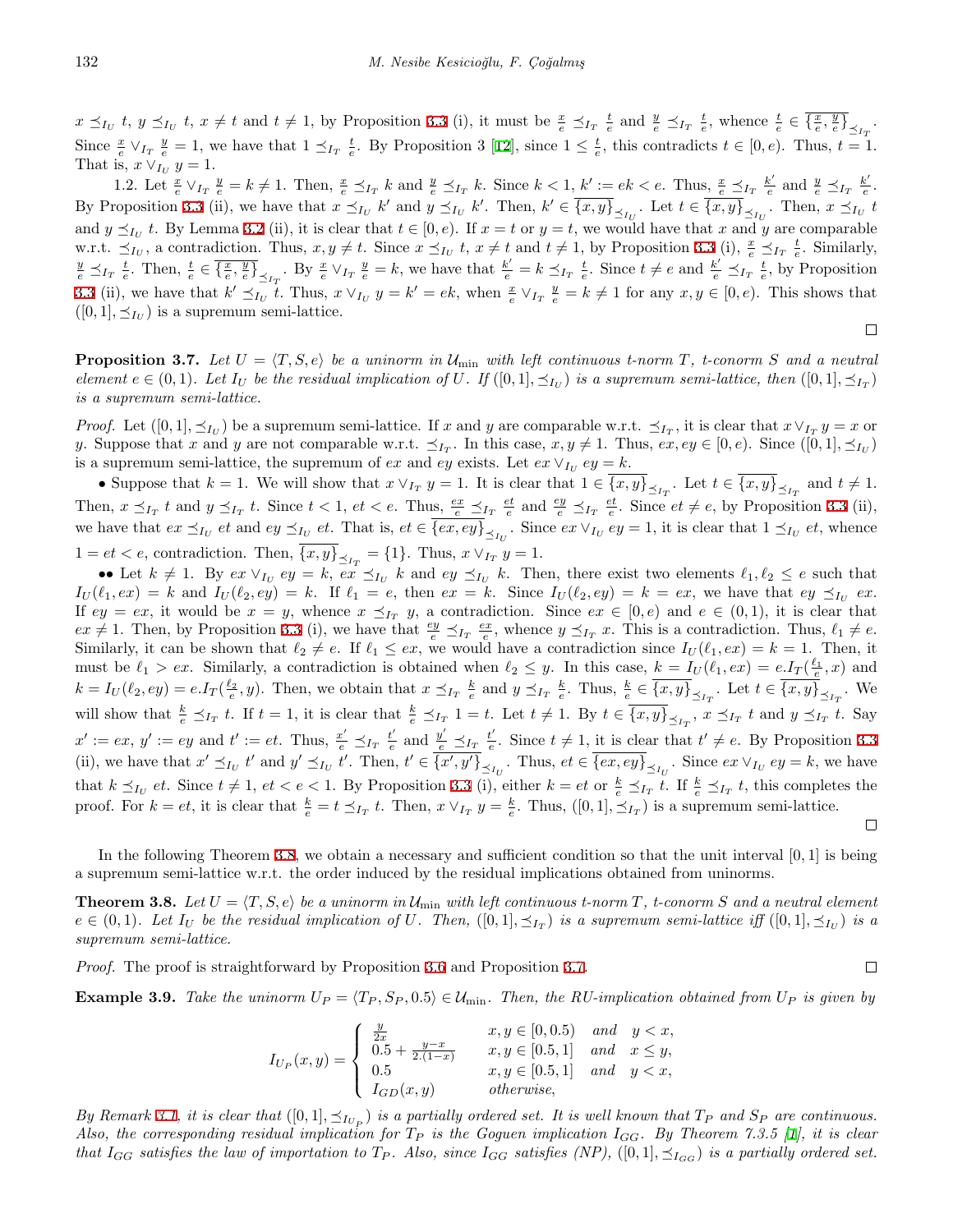$x \preceq_{I_U} t$, $y \preceq_{I_U} t$, $x \neq t$ and $t \neq 1$, by Proposition 3.3 (i), it must be $\frac{x}{e} \preceq_{I_T} \frac{t}{e}$ and $\frac{y}{e} \preceq_{I_T} \frac{t}{e}$, whence $\frac{t}{e} \in \overline{\{\frac{x}{e}, \frac{y}{e}\}}_{\preceq_{I_T}}$. Since $\frac{x}{e} \vee_{I_T} \frac{y}{e} = 1$, we have that $1 \preceq_{I_T} \frac{t}{e}$. By Proposition 3 [12], since $1 \leq \frac{t}{e}$, this contradicts $t \in [0, e)$. Thus, $t = 1$. That is, $x \vee_{I_U} y = 1$.

1.2. Let $\frac{x}{e} \vee_{I_T} \frac{y}{e} = k \neq 1$. Then, $\frac{x}{e} \preceq_{I_T} k$ and $\frac{y}{e} \preceq_{I_T} k$. Since $k < 1$, $k' := ek < e$. Thus, $\frac{x}{e} \preceq_{I_T} \frac{k'}{e}$ and $\frac{y}{e} \preceq_{I_T} \frac{k'}{e}$. By Proposition 3.3 (ii), we have that $x \preceq_{I_U} k'$ and $y \preceq_{I_U} k'$. Then, $k' \in \overline{\{x, y\}}_{\preceq_{I_U}}$. Let $t \in \overline{\{x, y\}}_{\preceq_{I_U}}$. Then, $x \preceq_{I_U} t$ and $y \preceq_{I_U} t$. By Lemma 3.2 (ii), it is clear that $t \in [0, e)$. If $x = t$ or $y = t$, we would have that $x$ and $y$ are comparable w.r.t. $\preceq_{I_U}$, a contradiction. Thus, $x, y \neq t$. Since $x \preceq_{I_U} t$, $x \neq t$ and $t \neq 1$, by Proposition 3.3 (i), $\frac{x}{e} \preceq_{I_T} \frac{t}{e}$. Similarly, $\frac{y}{e} \preceq_{I_T} \frac{t}{e}$. Then, $\frac{t}{e} \in \overline{\{\frac{x}{e}, \frac{y}{e}\}}_{\preceq_{I_T}}$. By $\frac{x}{e} \vee_{I_T} \frac{y}{e} = k$, we have that $\frac{k'}{e} = k \preceq_{I_T} \frac{t}{e}$. Since $t \neq e$ and $\frac{k'}{e} \preceq_{I_T} \frac{t}{e}$, by Proposition 3.3 (ii), we have that $k' \preceq_{I_U} t$. Thus, $x \vee_{I_U} y = k' = ek$, when $\frac{x}{e} \vee_{I_T} \frac{y}{e} = k \neq 1$ for any $x, y \in [0, e)$. This shows that $([0, 1], \preceq_{I_U})$ is a supremum semi-lattice. □

**Proposition 3.7.** *Let $U = \langle T, S, e \rangle$ be a uninorm in $\mathcal{U}_{\min}$ with left continuous t-norm $T$, t-conorm $S$ and a neutral element $e \in (0, 1)$. Let $I_U$ be the residual implication of $U$. If $([0, 1], \preceq_{I_U})$ is a supremum semi-lattice, then $([0, 1], \preceq_{I_T})$ is a supremum semi-lattice.*

*Proof.* Let $([0, 1], \preceq_{I_U})$ be a supremum semi-lattice. If $x$ and $y$ are comparable w.r.t. $\preceq_{I_T}$, it is clear that $x \vee_{I_T} y = x$ or $y$. Suppose that $x$ and $y$ are not comparable w.r.t. $\preceq_{I_T}$. In this case, $x, y \neq 1$. Thus, $ex, ey \in [0, e)$. Since $([0, 1], \preceq_{I_U})$ is a supremum semi-lattice, the supremum of $ex$ and $ey$ exists. Let $ex \vee_{I_U} ey = k$.

- Suppose that $k = 1$. We will show that $x \vee_{I_T} y = 1$. It is clear that $1 \in \overline{\{x, y\}}_{\preceq_{I_T}}$. Let $t \in \overline{\{x, y\}}_{\preceq_{I_T}}$ and $t \neq 1$. Then, $x \preceq_{I_T} t$ and $y \preceq_{I_T} t$. Since $t < 1$, $et < e$. Thus, $\frac{ex}{e} \preceq_{I_T} \frac{et}{e}$ and $\frac{ey}{e} \preceq_{I_T} \frac{et}{e}$. Since $et \neq e$, by Proposition 3.3 (ii), we have that $ex \preceq_{I_U} et$ and $ey \preceq_{I_U} et$. That is, $et \in \overline{\{ex, ey\}}_{\preceq_{I_U}}$. Since $ex \vee_{I_U} ey = 1$, it is clear that $1 \preceq_{I_U} et$, whence $1 = et < e$, contradiction. Then, $\overline{\{x, y\}}_{\preceq_{I_T}} = \{1\}$. Thus, $x \vee_{I_T} y = 1$.

•• Let $k \neq 1$. By $ex \vee_{I_U} ey = k$, $ex \preceq_{I_U} k$ and $ey \preceq_{I_U} k$. Then, there exist two elements $\ell_1, \ell_2 \leq e$ such that $I_U(\ell_1, ex) = k$ and $I_U(\ell_2, ey) = k$. If $\ell_1 = e$, then $ex = k$. Since $I_U(\ell_2, ey) = k = ex$, we have that $ey \preceq_{I_U} ex$. If $ey = ex$, it would be $x = y$, whence $x \preceq_{I_T} y$, a contradiction. Since $ex \in [0, e)$ and $e \in (0, 1)$, it is clear that $ex \neq 1$. Then, by Proposition 3.3 (i), we have that $\frac{ey}{e} \preceq_{I_T} \frac{ex}{e}$, whence $y \preceq_{I_T} x$. This is a contradiction. Thus, $\ell_1 \neq e$. Similarly, it can be shown that $\ell_2 \neq e$. If $\ell_1 \leq ex$, we would have a contradiction since $I_U(\ell_1, ex) = k = 1$. Then, it must be $\ell_1 > ex$. Similarly, a contradiction is obtained when $\ell_2 \leq y$. In this case, $k = I_U(\ell_1, ex) = e.I_T(\frac{\ell_1}{e}, x)$ and $k = I_U(\ell_2, ey) = e.I_T(\frac{\ell_2}{e}, y)$. Then, we obtain that $x \preceq_{I_T} \frac{k}{e}$ and $y \preceq_{I_T} \frac{k}{e}$. Thus, $\frac{k}{e} \in \overline{\{x, y\}}_{\preceq_{I_T}}$. Let $t \in \overline{\{x, y\}}_{\preceq_{I_T}}$. We will show that $\frac{k}{e} \preceq_{I_T} t$. If $t = 1$, it is clear that $\frac{k}{e} \preceq_{I_T} 1 = t$. Let $t \neq 1$. By $t \in \overline{\{x, y\}}_{\preceq_{I_T}}$, $x \preceq_{I_T} t$ and $y \preceq_{I_T} t$. Say $x' := ex$, $y' := ey$ and $t' := et$. Thus, $\frac{x'}{e} \preceq_{I_T} \frac{t'}{e}$ and $\frac{y'}{e} \preceq_{I_T} \frac{t'}{e}$. Since $t \neq 1$, it is clear that $t' \neq e$. By Proposition 3.3 (ii), we have that $x' \preceq_{I_U} t'$ and $y' \preceq_{I_U} t'$. Then, $t' \in \overline{\{x', y'\}}_{\preceq_{I_U}}$. Thus, $et \in \overline{\{ex, ey\}}_{\preceq_{I_U}}$. Since $ex \vee_{I_U} ey = k$, we have that $k \preceq_{I_U} et$. Since $t \neq 1$, $et < e < 1$. By Proposition 3.3 (i), either $k = et$ or $\frac{k}{e} \preceq_{I_T} t$. If $\frac{k}{e} \preceq_{I_T} t$, this completes the proof. For $k = et$, it is clear that $\frac{k}{e} = t \preceq_{I_T} t$. Then, $x \vee_{I_T} y = \frac{k}{e}$. Thus, $([0, 1], \preceq_{I_T})$ is a supremum semi-lattice. □

In the following Theorem 3.8, we obtain a necessary and sufficient condition so that the unit interval $[0, 1]$ is being a supremum semi-lattice w.r.t. the order induced by the residual implications obtained from uninorms.

**Theorem 3.8.** *Let $U = \langle T, S, e \rangle$ be a uninorm in $\mathcal{U}_{\min}$ with left continuous t-norm $T$, t-conorm $S$ and a neutral element $e \in (0, 1)$. Let $I_U$ be the residual implication of $U$. Then, $([0, 1], \preceq_{I_T})$ is a supremum semi-lattice iff $([0, 1], \preceq_{I_U})$ is a supremum semi-lattice.*

*Proof.* The proof is straightforward by Proposition 3.6 and Proposition 3.7. □

**Example 3.9.** *Take the uninorm $U_P = \langle T_P, S_P, 0.5 \rangle \in \mathcal{U}_{\min}$. Then, the RU-implication obtained from $U_P$ is given by*

$$I_{U_P}(x, y) = \begin{cases} \frac{y}{2x} & x, y \in [0, 0.5) \quad \text{and} \quad y < x, \\ 0.5 + \frac{y - x}{2.(1 - x)} & x, y \in [0.5, 1] \quad \text{and} \quad x \leq y, \\ 0.5 & x, y \in [0.5, 1] \quad \text{and} \quad y < x, \\ I_{GD}(x, y) & \text{otherwise}, \end{cases}$$

*By Remark 3.1, it is clear that $([0, 1], \preceq_{I_{U_P}})$ is a partially ordered set. It is well known that $T_P$ and $S_P$ are continuous. Also, the corresponding residual implication for $T_P$ is the Goguen implication $I_{GG}$. By Theorem 7.3.5 [1], it is clear that $I_{GG}$ satisfies the law of importation to $T_P$. Also, since $I_{GG}$ satisfies (NP), $([0, 1], \preceq_{I_{GG}})$ is a partially ordered set.*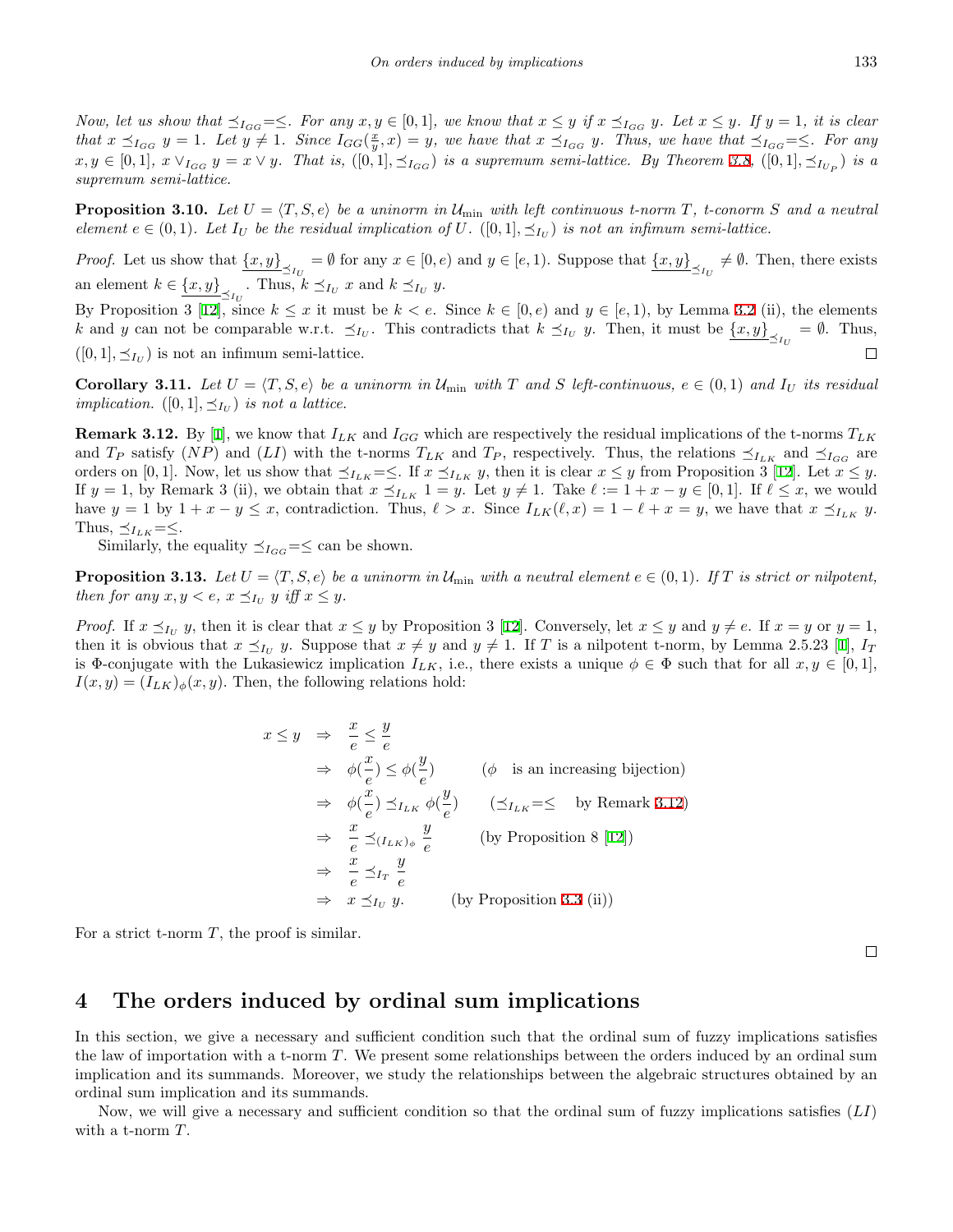*Now, let us show that $\preceq_{I_{GG}}=\leq$. For any $x, y \in [0,1]$, we know that $x \leq y$ if $x \preceq_{I_{GG}} y$. Let $x \leq y$. If $y = 1$, it is clear that $x \preceq_{I_{GG}} y = 1$. Let $y \neq 1$. Since $I_{GG}(\frac{x}{y}, x) = y$, we have that $x \preceq_{I_{GG}} y$. Thus, we have that $\preceq_{I_{GG}}=\leq$. For any $x, y \in [0,1]$, $x \vee_{I_{GG}} y = x \vee y$. That is, $([0,1], \preceq_{I_{GG}})$ is a supremum semi-lattice. By Theorem 3.8, $([0,1], \preceq_{I_{U_P}})$ is a supremum semi-lattice.*

**Proposition 3.10.** *Let $U = \langle T, S, e\rangle$ be a uninorm in $\mathcal{U}_{\min}$ with left continuous t-norm $T$, t-conorm $S$ and a neutral element $e \in (0,1)$. Let $I_U$ be the residual implication of $U$. $([0,1], \preceq_{I_U})$ is not an infimum semi-lattice.*

*Proof.* Let us show that $\underline{\{x,y\}}_{\preceq_{I_U}} = \emptyset$ for any $x \in [0,e)$ and $y \in [e,1)$. Suppose that $\underline{\{x,y\}}_{\preceq_{I_U}} \neq \emptyset$. Then, there exists an element $k \in \underline{\{x,y\}}_{\preceq_{I_U}}$. Thus, $k \preceq_{I_U} x$ and $k \preceq_{I_U} y$.
By Proposition 3 [12], since $k \leq x$ it must be $k < e$. Since $k \in [0,e)$ and $y \in [e,1)$, by Lemma 3.2 (ii), the elements $k$ and $y$ can not be comparable w.r.t. $\preceq_{I_U}$. This contradicts that $k \preceq_{I_U} y$. Then, it must be $\underline{\{x,y\}}_{\preceq_{I_U}} = \emptyset$. Thus, $([0,1], \preceq_{I_U})$ is not an infimum semi-lattice. □

**Corollary 3.11.** *Let $U = \langle T, S, e\rangle$ be a uninorm in $\mathcal{U}_{\min}$ with $T$ and $S$ left-continuous, $e \in (0,1)$ and $I_U$ its residual implication. $([0,1], \preceq_{I_U})$ is not a lattice.*

**Remark 3.12.** By [1], we know that $I_{LK}$ and $I_{GG}$ which are respectively the residual implications of the t-norms $T_{LK}$ and $T_P$ satisfy $(NP)$ and $(LI)$ with the t-norms $T_{LK}$ and $T_P$, respectively. Thus, the relations $\preceq_{I_{LK}}$ and $\preceq_{I_{GG}}$ are orders on $[0,1]$. Now, let us show that $\preceq_{I_{LK}}=\leq$. If $x \preceq_{I_{LK}} y$, then it is clear $x \leq y$ from Proposition 3 [12]. Let $x \leq y$. If $y = 1$, by Remark 3 (ii), we obtain that $x \preceq_{I_{LK}} 1 = y$. Let $y \neq 1$. Take $\ell := 1 + x - y \in [0,1]$. If $\ell \leq x$, we would have $y = 1$ by $1 + x - y \leq x$, contradiction. Thus, $\ell > x$. Since $I_{LK}(\ell, x) = 1 - \ell + x = y$, we have that $x \preceq_{I_{LK}} y$. Thus, $\preceq_{I_{LK}}=\leq$.
Similarly, the equality $\preceq_{I_{GG}}=\leq$ can be shown.

**Proposition 3.13.** *Let $U = \langle T, S, e\rangle$ be a uninorm in $\mathcal{U}_{\min}$ with a neutral element $e \in (0,1)$. If $T$ is strict or nilpotent, then for any $x, y < e$, $x \preceq_{I_U} y$ iff $x \leq y$.*

*Proof.* If $x \preceq_{I_U} y$, then it is clear that $x \leq y$ by Proposition 3 [12]. Conversely, let $x \leq y$ and $y \neq e$. If $x = y$ or $y = 1$, then it is obvious that $x \preceq_{I_U} y$. Suppose that $x \neq y$ and $y \neq 1$. If $T$ is a nilpotent t-norm, by Lemma 2.5.23 [1], $I_T$ is $\Phi$-conjugate with the Lukasiewicz implication $I_{LK}$, i.e., there exists a unique $\phi \in \Phi$ such that for all $x, y \in [0,1]$, $I(x,y) = (I_{LK})_\phi(x,y)$. Then, the following relations hold:

$$
\begin{aligned}
x \leq y \quad &\Rightarrow \quad \frac{x}{e} \leq \frac{y}{e} \\
&\Rightarrow \quad \phi(\frac{x}{e}) \leq \phi(\frac{y}{e}) \qquad (\phi \quad \text{is an increasing bijection}) \\
&\Rightarrow \quad \phi(\frac{x}{e}) \preceq_{I_{LK}} \phi(\frac{y}{e}) \qquad (\preceq_{I_{LK}}=\leq \quad \text{by Remark 3.12}) \\
&\Rightarrow \quad \frac{x}{e} \preceq_{(I_{LK})_\phi} \frac{y}{e} \qquad (\text{by Proposition 8 [12]}) \\
&\Rightarrow \quad \frac{x}{e} \preceq_{I_T} \frac{y}{e} \\
&\Rightarrow \quad x \preceq_{I_U} y. \qquad (\text{by Proposition 3.3 (ii)})
\end{aligned}
$$

For a strict t-norm $T$, the proof is similar. □

# 4 The orders induced by ordinal sum implications

In this section, we give a necessary and sufficient condition such that the ordinal sum of fuzzy implications satisfies the law of importation with a t-norm $T$. We present some relationships between the orders induced by an ordinal sum implication and its summands. Moreover, we study the relationships between the algebraic structures obtained by an ordinal sum implication and its summands.

Now, we will give a necessary and sufficient condition so that the ordinal sum of fuzzy implications satisfies $(LI)$ with a t-norm $T$.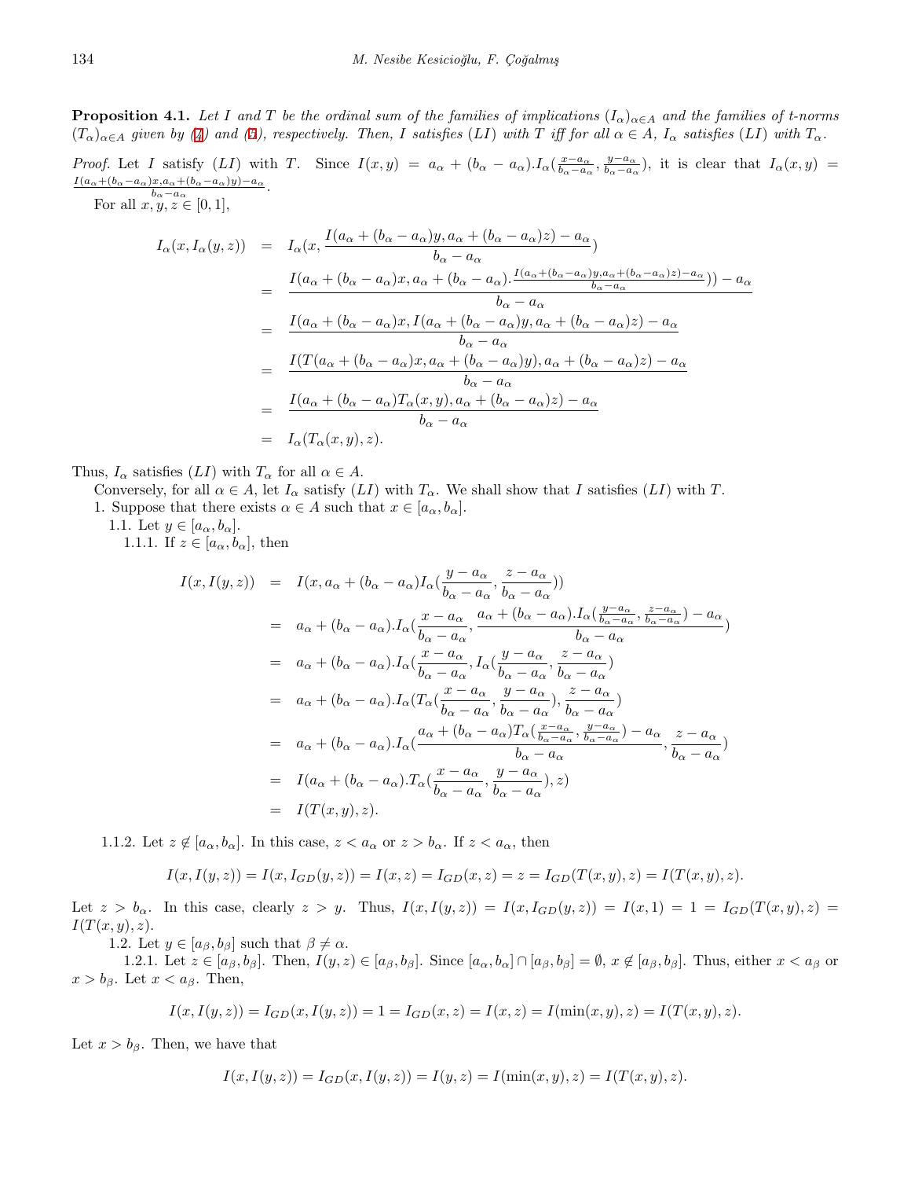**Proposition 4.1.** *Let $I$ and $T$ be the ordinal sum of the families of implications $(I_\alpha)_{\alpha\in A}$ and the families of t-norms $(T_\alpha)_{\alpha\in A}$ given by (4) and (5), respectively. Then, $I$ satisfies $(LI)$ with $T$ iff for all $\alpha \in A$, $I_\alpha$ satisfies $(LI)$ with $T_\alpha$.*

*Proof.* Let $I$ satisfy $(LI)$ with $T$. Since $I(x,y) = a_\alpha + (b_\alpha - a_\alpha).I_\alpha(\frac{x-a_\alpha}{b_\alpha-a_\alpha}, \frac{y-a_\alpha}{b_\alpha-a_\alpha})$, it is clear that $I_\alpha(x,y) = \frac{I(a_\alpha+(b_\alpha-a_\alpha)x, a_\alpha+(b_\alpha-a_\alpha)y)-a_\alpha}{b_\alpha-a_\alpha}$.

For all $x,y,z \in [0,1]$,

$$
\begin{aligned}
I_\alpha(x, I_\alpha(y,z)) &= I_\alpha(x, \frac{I(a_\alpha+(b_\alpha-a_\alpha)y, a_\alpha+(b_\alpha-a_\alpha)z)-a_\alpha}{b_\alpha-a_\alpha}) \\
&= \frac{I(a_\alpha+(b_\alpha-a_\alpha)x, a_\alpha+(b_\alpha-a_\alpha).\frac{I(a_\alpha+(b_\alpha-a_\alpha)y, a_\alpha+(b_\alpha-a_\alpha)z)-a_\alpha}{b_\alpha-a_\alpha})) - a_\alpha}{b_\alpha-a_\alpha} \\
&= \frac{I(a_\alpha+(b_\alpha-a_\alpha)x, I(a_\alpha+(b_\alpha-a_\alpha)y, a_\alpha+(b_\alpha-a_\alpha)z)-a_\alpha}{b_\alpha-a_\alpha} \\
&= \frac{I(T(a_\alpha+(b_\alpha-a_\alpha)x, a_\alpha+(b_\alpha-a_\alpha)y), a_\alpha+(b_\alpha-a_\alpha)z)-a_\alpha}{b_\alpha-a_\alpha} \\
&= \frac{I(a_\alpha+(b_\alpha-a_\alpha)T_\alpha(x,y), a_\alpha+(b_\alpha-a_\alpha)z)-a_\alpha}{b_\alpha-a_\alpha} \\
&= I_\alpha(T_\alpha(x,y),z).
\end{aligned}
$$

Thus, $I_\alpha$ satisfies $(LI)$ with $T_\alpha$ for all $\alpha \in A$.

Conversely, for all $\alpha \in A$, let $I_\alpha$ satisfy $(LI)$ with $T_\alpha$. We shall show that $I$ satisfies $(LI)$ with $T$.

1. Suppose that there exists $\alpha \in A$ such that $x \in [a_\alpha, b_\alpha]$.

1.1. Let $y \in [a_\alpha, b_\alpha]$.

1.1.1. If $z \in [a_\alpha, b_\alpha]$, then

$$
\begin{aligned}
I(x, I(y,z)) &= I(x, a_\alpha + (b_\alpha - a_\alpha)I_\alpha(\frac{y-a_\alpha}{b_\alpha-a_\alpha}, \frac{z-a_\alpha}{b_\alpha-a_\alpha})) \\
&= a_\alpha + (b_\alpha-a_\alpha).I_\alpha(\frac{x-a_\alpha}{b_\alpha-a_\alpha}, \frac{a_\alpha+(b_\alpha-a_\alpha).I_\alpha(\frac{y-a_\alpha}{b_\alpha-a_\alpha}, \frac{z-a_\alpha}{b_\alpha-a_\alpha})-a_\alpha}{b_\alpha-a_\alpha}) \\
&= a_\alpha + (b_\alpha-a_\alpha).I_\alpha(\frac{x-a_\alpha}{b_\alpha-a_\alpha}, I_\alpha(\frac{y-a_\alpha}{b_\alpha-a_\alpha}, \frac{z-a_\alpha}{b_\alpha-a_\alpha}) \\
&= a_\alpha + (b_\alpha-a_\alpha).I_\alpha(T_\alpha(\frac{x-a_\alpha}{b_\alpha-a_\alpha}, \frac{y-a_\alpha}{b_\alpha-a_\alpha}), \frac{z-a_\alpha}{b_\alpha-a_\alpha}) \\
&= a_\alpha + (b_\alpha-a_\alpha).I_\alpha(\frac{a_\alpha+(b_\alpha-a_\alpha)T_\alpha(\frac{x-a_\alpha}{b_\alpha-a_\alpha}, \frac{y-a_\alpha}{b_\alpha-a_\alpha})-a_\alpha}{b_\alpha-a_\alpha}, \frac{z-a_\alpha}{b_\alpha-a_\alpha}) \\
&= I(a_\alpha+(b_\alpha-a_\alpha).T_\alpha(\frac{x-a_\alpha}{b_\alpha-a_\alpha}, \frac{y-a_\alpha}{b_\alpha-a_\alpha}), z) \\
&= I(T(x,y),z).
\end{aligned}
$$

1.1.2. Let $z \notin [a_\alpha, b_\alpha]$. In this case, $z < a_\alpha$ or $z > b_\alpha$. If $z < a_\alpha$, then

$$I(x, I(y,z)) = I(x, I_{GD}(y,z)) = I(x,z) = I_{GD}(x,z) = z = I_{GD}(T(x,y),z) = I(T(x,y),z).$$

Let $z > b_\alpha$. In this case, clearly $z > y$. Thus, $I(x,I(y,z)) = I(x, I_{GD}(y,z)) = I(x,1) = 1 = I_{GD}(T(x,y),z) = I(T(x,y),z)$.

1.2. Let $y \in [a_\beta, b_\beta]$ such that $\beta \neq \alpha$.

1.2.1. Let $z \in [a_\beta, b_\beta]$. Then, $I(y,z) \in [a_\beta, b_\beta]$. Since $[a_\alpha, b_\alpha] \cap [a_\beta, b_\beta] = \emptyset$, $x \notin [a_\beta, b_\beta]$. Thus, either $x < a_\beta$ or $x > b_\beta$. Let $x < a_\beta$. Then,

$$I(x, I(y,z)) = I_{GD}(x, I(y,z)) = 1 = I_{GD}(x,z) = I(x,z) = I(\min(x,y),z) = I(T(x,y),z).$$

Let $x > b_\beta$. Then, we have that

$$I(x, I(y,z)) = I_{GD}(x, I(y,z)) = I(y,z) = I(\min(x,y),z) = I(T(x,y),z).$$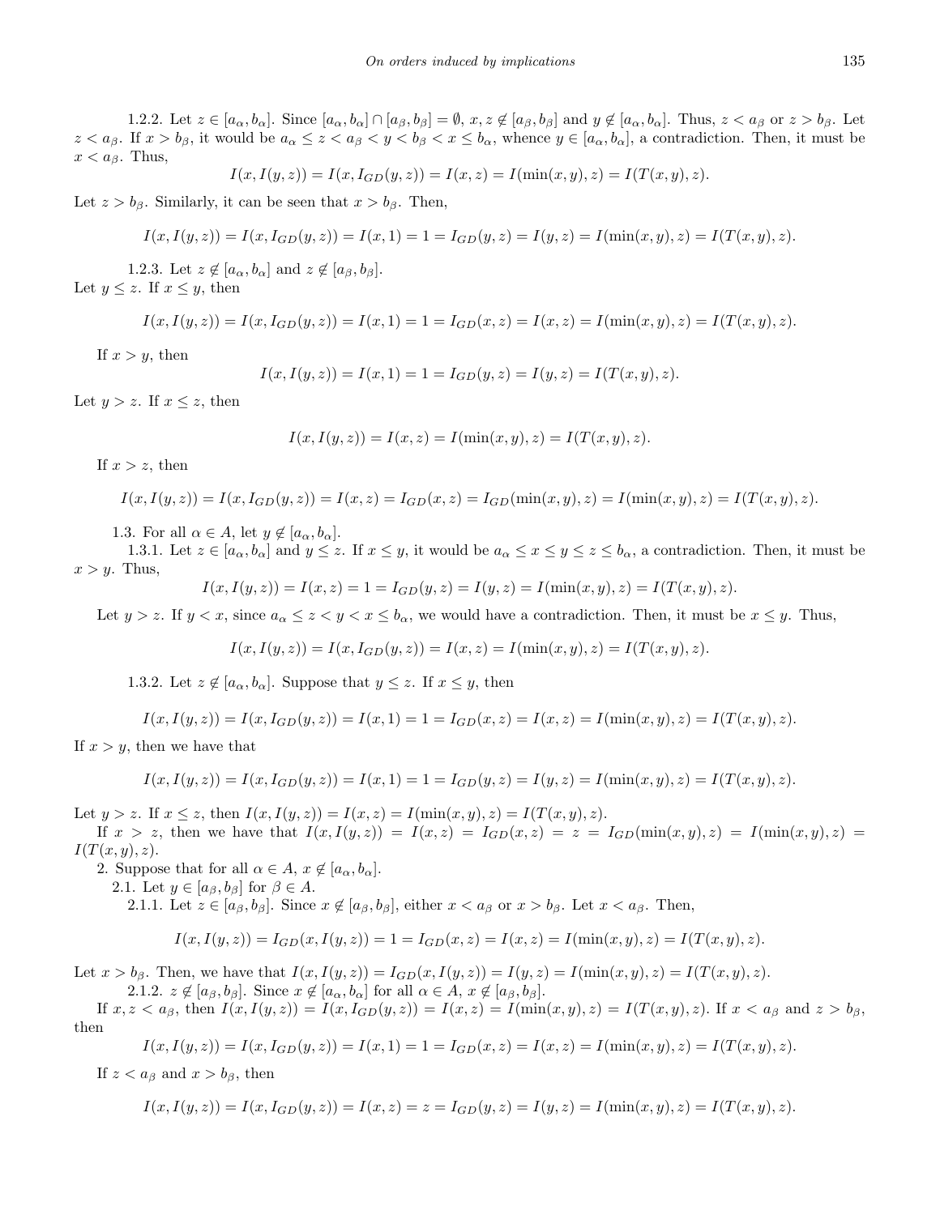1.2.2. Let $z \in [a_\alpha, b_\alpha]$. Since $[a_\alpha, b_\alpha] \cap [a_\beta, b_\beta] = \emptyset$, $x, z \notin [a_\beta, b_\beta]$ and $y \notin [a_\alpha, b_\alpha]$. Thus, $z < a_\beta$ or $z > b_\beta$. Let $z < a_\beta$. If $x > b_\beta$, it would be $a_\alpha \leq z < a_\beta < y < b_\beta < x \leq b_\alpha$, whence $y \in [a_\alpha, b_\alpha]$, a contradiction. Then, it must be $x < a_\beta$. Thus,

$$I(x, I(y, z)) = I(x, I_{GD}(y, z)) = I(x, z) = I(\min(x, y), z) = I(T(x, y), z).$$

Let $z > b_\beta$. Similarly, it can be seen that $x > b_\beta$. Then,

$$I(x, I(y, z)) = I(x, I_{GD}(y, z)) = I(x, 1) = 1 = I_{GD}(y, z) = I(y, z) = I(\min(x, y), z) = I(T(x, y), z).$$

1.2.3. Let $z \notin [a_\alpha, b_\alpha]$ and $z \notin [a_\beta, b_\beta]$.
Let $y \leq z$. If $x \leq y$, then

$$I(x, I(y, z)) = I(x, I_{GD}(y, z)) = I(x, 1) = 1 = I_{GD}(x, z) = I(x, z) = I(\min(x, y), z) = I(T(x, y), z).$$

If $x > y$, then

$$I(x, I(y, z)) = I(x, 1) = 1 = I_{GD}(y, z) = I(y, z) = I(T(x, y), z).$$

Let $y > z$. If $x \leq z$, then

$$I(x, I(y, z)) = I(x, z) = I(\min(x, y), z) = I(T(x, y), z).$$

If $x > z$, then

$$I(x, I(y, z)) = I(x, I_{GD}(y, z)) = I(x, z) = I_{GD}(x, z) = I_{GD}(\min(x, y), z) = I(\min(x, y), z) = I(T(x, y), z).$$

1.3. For all $\alpha \in A$, let $y \notin [a_\alpha, b_\alpha]$.

1.3.1. Let $z \in [a_\alpha, b_\alpha]$ and $y \leq z$. If $x \leq y$, it would be $a_\alpha \leq x \leq y \leq z \leq b_\alpha$, a contradiction. Then, it must be $x > y$. Thus,

$$I(x, I(y, z)) = I(x, z) = 1 = I_{GD}(y, z) = I(y, z) = I(\min(x, y), z) = I(T(x, y), z).$$

Let $y > z$. If $y < x$, since $a_\alpha \leq z < y < x \leq b_\alpha$, we would have a contradiction. Then, it must be $x \leq y$. Thus,

$$I(x, I(y, z)) = I(x, I_{GD}(y, z)) = I(x, z) = I(\min(x, y), z) = I(T(x, y), z).$$

1.3.2. Let $z \notin [a_\alpha, b_\alpha]$. Suppose that $y \leq z$. If $x \leq y$, then

$$I(x, I(y, z)) = I(x, I_{GD}(y, z)) = I(x, 1) = 1 = I_{GD}(x, z) = I(x, z) = I(\min(x, y), z) = I(T(x, y), z).$$

If $x > y$, then we have that

$$I(x, I(y, z)) = I(x, I_{GD}(y, z)) = I(x, 1) = 1 = I_{GD}(y, z) = I(y, z) = I(\min(x, y), z) = I(T(x, y), z).$$

Let $y > z$. If $x \leq z$, then $I(x, I(y, z)) = I(x, z) = I(\min(x, y), z) = I(T(x, y), z)$.

If $x > z$, then we have that $I(x, I(y, z)) = I(x, z) = I_{GD}(x, z) = z = I_{GD}(\min(x, y), z) = I(\min(x, y), z) = I(T(x, y), z)$.

2. Suppose that for all $\alpha \in A$, $x \notin [a_\alpha, b_\alpha]$.

2.1. Let $y \in [a_\beta, b_\beta]$ for $\beta \in A$.

2.1.1. Let $z \in [a_\beta, b_\beta]$. Since $x \notin [a_\beta, b_\beta]$, either $x < a_\beta$ or $x > b_\beta$. Let $x < a_\beta$. Then,

$$I(x, I(y, z)) = I_{GD}(x, I(y, z)) = 1 = I_{GD}(x, z) = I(x, z) = I(\min(x, y), z) = I(T(x, y), z).$$

Let $x > b_\beta$. Then, we have that $I(x, I(y, z)) = I_{GD}(x, I(y, z)) = I(y, z) = I(\min(x, y), z) = I(T(x, y), z)$.

2.1.2. $z \notin [a_\beta, b_\beta]$. Since $x \notin [a_\alpha, b_\alpha]$ for all $\alpha \in A$, $x \notin [a_\beta, b_\beta]$.

If $x, z < a_\beta$, then $I(x, I(y, z)) = I(x, I_{GD}(y, z)) = I(x, z) = I(\min(x, y), z) = I(T(x, y), z)$. If $x < a_\beta$ and $z > b_\beta$, then

$$I(x, I(y, z)) = I(x, I_{GD}(y, z)) = I(x, 1) = 1 = I_{GD}(x, z) = I(x, z) = I(\min(x, y), z) = I(T(x, y), z).$$

If $z < a_\beta$ and $x > b_\beta$, then

$$I(x, I(y, z)) = I(x, I_{GD}(y, z)) = I(x, z) = z = I_{GD}(y, z) = I(y, z) = I(\min(x, y), z) = I(T(x, y), z).$$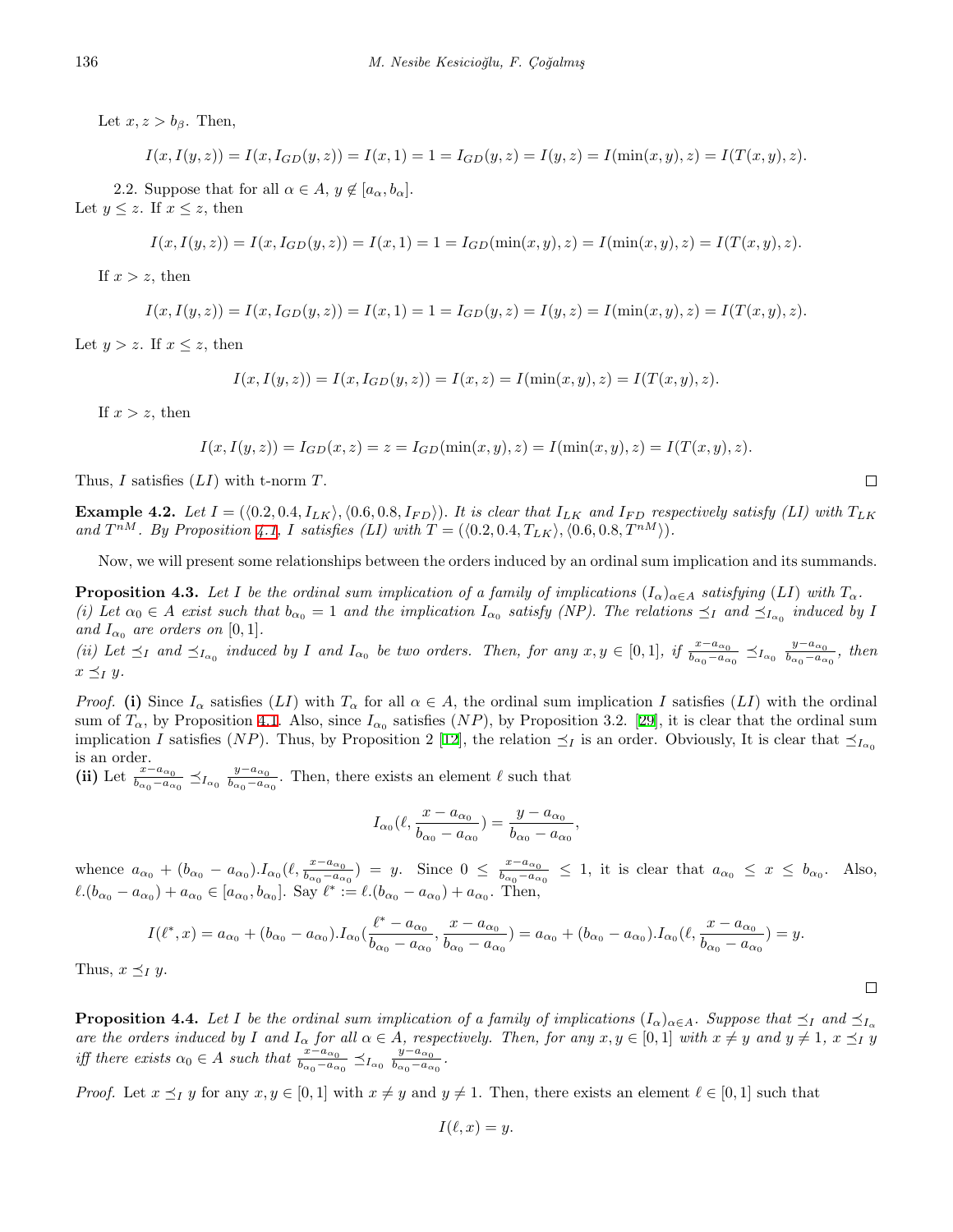Let $x, z > b_\beta$. Then,

$$I(x, I(y,z)) = I(x, I_{GD}(y,z)) = I(x,1) = 1 = I_{GD}(y,z) = I(y,z) = I(\min(x,y),z) = I(T(x,y),z).$$

2.2. Suppose that for all $\alpha \in A$, $y \notin [a_\alpha, b_\alpha]$.
Let $y \leq z$. If $x \leq z$, then

$$I(x, I(y,z)) = I(x, I_{GD}(y,z)) = I(x,1) = 1 = I_{GD}(\min(x,y),z) = I(\min(x,y),z) = I(T(x,y),z).$$

If $x > z$, then

$$I(x, I(y,z)) = I(x, I_{GD}(y,z)) = I(x,1) = 1 = I_{GD}(y,z) = I(y,z) = I(\min(x,y),z) = I(T(x,y),z).$$

Let $y > z$. If $x \leq z$, then

$$I(x, I(y,z)) = I(x, I_{GD}(y,z)) = I(x,z) = I(\min(x,y),z) = I(T(x,y),z).$$

If $x > z$, then

$$I(x, I(y,z)) = I_{GD}(x,z) = z = I_{GD}(\min(x,y),z) = I(\min(x,y),z) = I(T(x,y),z).$$

Thus, $I$ satisfies $(LI)$ with t-norm $T$. □

**Example 4.2.** *Let $I = (\langle 0.2, 0.4, I_{LK}\rangle, \langle 0.6, 0.8, I_{FD}\rangle)$. It is clear that $I_{LK}$ and $I_{FD}$ respectively satisfy (LI) with $T_{LK}$ and $T^{nM}$. By Proposition 4.1, $I$ satisfies (LI) with $T = (\langle 0.2, 0.4, T_{LK}\rangle, \langle 0.6, 0.8, T^{nM}\rangle)$.*

Now, we will present some relationships between the orders induced by an ordinal sum implication and its summands.

**Proposition 4.3.** *Let $I$ be the ordinal sum implication of a family of implications $(I_\alpha)_{\alpha \in A}$ satisfying $(LI)$ with $T_\alpha$.*
*(i) Let $\alpha_0 \in A$ exist such that $b_{\alpha_0} = 1$ and the implication $I_{\alpha_0}$ satisfy (NP). The relations $\preceq_I$ and $\preceq_{I_{\alpha_0}}$ induced by $I$ and $I_{\alpha_0}$ are orders on $[0,1]$.*
*(ii) Let $\preceq_I$ and $\preceq_{I_{\alpha_0}}$ induced by $I$ and $I_{\alpha_0}$ be two orders. Then, for any $x, y \in [0,1]$, if $\frac{x-a_{\alpha_0}}{b_{\alpha_0}-a_{\alpha_0}} \preceq_{I_{\alpha_0}} \frac{y-a_{\alpha_0}}{b_{\alpha_0}-a_{\alpha_0}}$, then $x \preceq_I y$.*

*Proof.* **(i)** Since $I_\alpha$ satisfies $(LI)$ with $T_\alpha$ for all $\alpha \in A$, the ordinal sum implication $I$ satisfies $(LI)$ with the ordinal sum of $T_\alpha$, by Proposition 4.1. Also, since $I_{\alpha_0}$ satisfies $(NP)$, by Proposition 3.2. [29], it is clear that the ordinal sum implication $I$ satisfies $(NP)$. Thus, by Proposition 2 [12], the relation $\preceq_I$ is an order. Obviously, It is clear that $\preceq_{I_{\alpha_0}}$ is an order.
**(ii)** Let $\frac{x-a_{\alpha_0}}{b_{\alpha_0}-a_{\alpha_0}} \preceq_{I_{\alpha_0}} \frac{y-a_{\alpha_0}}{b_{\alpha_0}-a_{\alpha_0}}$. Then, there exists an element $\ell$ such that

$$I_{\alpha_0}(\ell, \frac{x-a_{\alpha_0}}{b_{\alpha_0}-a_{\alpha_0}}) = \frac{y-a_{\alpha_0}}{b_{\alpha_0}-a_{\alpha_0}},$$

whence $a_{\alpha_0} + (b_{\alpha_0} - a_{\alpha_0}).I_{\alpha_0}(\ell, \frac{x-a_{\alpha_0}}{b_{\alpha_0}-a_{\alpha_0}}) = y$. Since $0 \leq \frac{x-a_{\alpha_0}}{b_{\alpha_0}-a_{\alpha_0}} \leq 1$, it is clear that $a_{\alpha_0} \leq x \leq b_{\alpha_0}$. Also, $\ell.(b_{\alpha_0} - a_{\alpha_0}) + a_{\alpha_0} \in [a_{\alpha_0}, b_{\alpha_0}]$. Say $\ell^* := \ell.(b_{\alpha_0} - a_{\alpha_0}) + a_{\alpha_0}$. Then,

$$I(\ell^*, x) = a_{\alpha_0} + (b_{\alpha_0} - a_{\alpha_0}).I_{\alpha_0}(\frac{\ell^* - a_{\alpha_0}}{b_{\alpha_0}-a_{\alpha_0}}, \frac{x-a_{\alpha_0}}{b_{\alpha_0}-a_{\alpha_0}}) = a_{\alpha_0} + (b_{\alpha_0} - a_{\alpha_0}).I_{\alpha_0}(\ell, \frac{x-a_{\alpha_0}}{b_{\alpha_0}-a_{\alpha_0}}) = y.$$

Thus, $x \preceq_I y$. □

**Proposition 4.4.** *Let $I$ be the ordinal sum implication of a family of implications $(I_\alpha)_{\alpha \in A}$. Suppose that $\preceq_I$ and $\preceq_{I_\alpha}$ are the orders induced by $I$ and $I_\alpha$ for all $\alpha \in A$, respectively. Then, for any $x, y \in [0,1]$ with $x \neq y$ and $y \neq 1$, $x \preceq_I y$ iff there exists $\alpha_0 \in A$ such that $\frac{x-a_{\alpha_0}}{b_{\alpha_0}-a_{\alpha_0}} \preceq_{I_{\alpha_0}} \frac{y-a_{\alpha_0}}{b_{\alpha_0}-a_{\alpha_0}}$.*

*Proof.* Let $x \preceq_I y$ for any $x, y \in [0,1]$ with $x \neq y$ and $y \neq 1$. Then, there exists an element $\ell \in [0,1]$ such that

$$I(\ell, x) = y.$$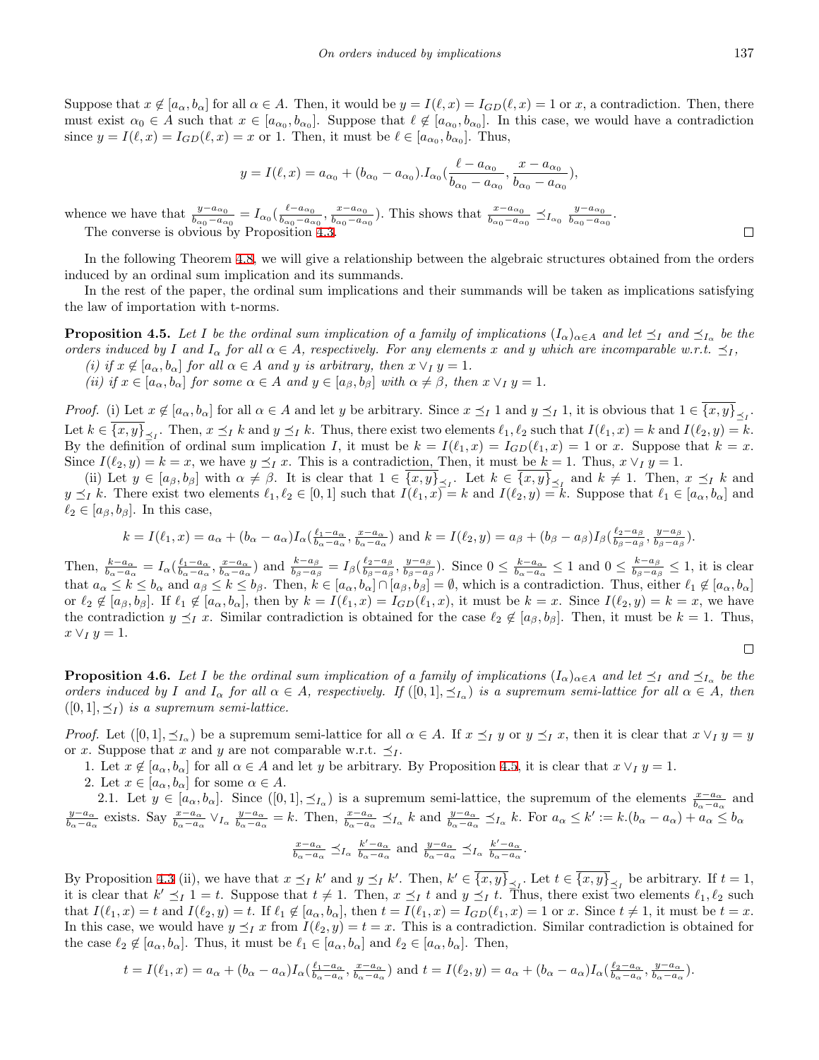Suppose that $x \notin [a_\alpha, b_\alpha]$ for all $\alpha \in A$. Then, it would be $y = I(\ell, x) = I_{GD}(\ell, x) = 1$ or $x$, a contradiction. Then, there must exist $\alpha_0 \in A$ such that $x \in [a_{\alpha_0}, b_{\alpha_0}]$. Suppose that $\ell \notin [a_{\alpha_0}, b_{\alpha_0}]$. In this case, we would have a contradiction since $y = I(\ell, x) = I_{GD}(\ell, x) = x$ or 1. Then, it must be $\ell \in [a_{\alpha_0}, b_{\alpha_0}]$. Thus,

$$y = I(\ell, x) = a_{\alpha_0} + (b_{\alpha_0} - a_{\alpha_0}).I_{\alpha_0}(\frac{\ell - a_{\alpha_0}}{b_{\alpha_0} - a_{\alpha_0}}, \frac{x - a_{\alpha_0}}{b_{\alpha_0} - a_{\alpha_0}}),$$

whence we have that $\frac{y-a_{\alpha_0}}{b_{\alpha_0}-a_{\alpha_0}} = I_{\alpha_0}(\frac{\ell-a_{\alpha_0}}{b_{\alpha_0}-a_{\alpha_0}}, \frac{x-a_{\alpha_0}}{b_{\alpha_0}-a_{\alpha_0}})$. This shows that $\frac{x-a_{\alpha_0}}{b_{\alpha_0}-a_{\alpha_0}} \preceq_{I_{\alpha_0}} \frac{y-a_{\alpha_0}}{b_{\alpha_0}-a_{\alpha_0}}$.

The converse is obvious by Proposition 4.3. □

In the following Theorem 4.8, we will give a relationship between the algebraic structures obtained from the orders induced by an ordinal sum implication and its summands.

In the rest of the paper, the ordinal sum implications and their summands will be taken as implications satisfying the law of importation with t-norms.

**Proposition 4.5.** *Let $I$ be the ordinal sum implication of a family of implications $(I_\alpha)_{\alpha \in A}$ and let $\preceq_I$ and $\preceq_{I_\alpha}$ be the orders induced by $I$ and $I_\alpha$ for all $\alpha \in A$, respectively. For any elements $x$ and $y$ which are incomparable w.r.t. $\preceq_I$,*

*(i) if $x \notin [a_\alpha, b_\alpha]$ for all $\alpha \in A$ and $y$ is arbitrary, then $x \vee_I y = 1$.*

*(ii) if $x \in [a_\alpha, b_\alpha]$ for some $\alpha \in A$ and $y \in [a_\beta, b_\beta]$ with $\alpha \neq \beta$, then $x \vee_I y = 1$.*

*Proof.* (i) Let $x \notin [a_\alpha, b_\alpha]$ for all $\alpha \in A$ and let $y$ be arbitrary. Since $x \preceq_I 1$ and $y \preceq_I 1$, it is obvious that $1 \in \overline{\{x, y\}}_{\preceq_I}$. Let $k \in \overline{\{x, y\}}_{\preceq_I}$. Then, $x \preceq_I k$ and $y \preceq_I k$. Thus, there exist two elements $\ell_1, \ell_2$ such that $I(\ell_1, x) = k$ and $I(\ell_2, y) = k$. By the definition of ordinal sum implication $I$, it must be $k = I(\ell_1, x) = I_{GD}(\ell_1, x) = 1$ or $x$. Suppose that $k = x$. Since $I(\ell_2, y) = k = x$, we have $y \preceq_I x$. This is a contradiction. Then, it must be $k = 1$. Thus, $x \vee_I y = 1$.

(ii) Let $y \in [a_\beta, b_\beta]$ with $\alpha \neq \beta$. It is clear that $1 \in \overline{\{x, y\}}_{\preceq_I}$. Let $k \in \overline{\{x, y\}}_{\preceq_I}$ and $k \neq 1$. Then, $x \preceq_I k$ and $y \preceq_I k$. There exist two elements $\ell_1, \ell_2 \in [0, 1]$ such that $I(\ell_1, x) = k$ and $I(\ell_2, y) = k$. Suppose that $\ell_1 \in [a_\alpha, b_\alpha]$ and $\ell_2 \in [a_\beta, b_\beta]$. In this case,

$$k = I(\ell_1, x) = a_\alpha + (b_\alpha - a_\alpha)I_\alpha(\tfrac{\ell_1 - a_\alpha}{b_\alpha - a_\alpha}, \tfrac{x - a_\alpha}{b_\alpha - a_\alpha}) \text{ and } k = I(\ell_2, y) = a_\beta + (b_\beta - a_\beta)I_\beta(\tfrac{\ell_2 - a_\beta}{b_\beta - a_\beta}, \tfrac{y - a_\beta}{b_\beta - a_\beta}).$$

Then, $\frac{k-a_\alpha}{b_\alpha-a_\alpha} = I_\alpha(\frac{\ell_1-a_\alpha}{b_\alpha-a_\alpha}, \frac{x-a_\alpha}{b_\alpha-a_\alpha})$ and $\frac{k-a_\beta}{b_\beta-a_\beta} = I_\beta(\frac{\ell_2-a_\beta}{b_\beta-a_\beta}, \frac{y-a_\beta}{b_\beta-a_\beta})$. Since $0 \leq \frac{k-a_\alpha}{b_\alpha-a_\alpha} \leq 1$ and $0 \leq \frac{k-a_\beta}{b_\beta-a_\beta} \leq 1$, it is clear that $a_\alpha \leq k \leq b_\alpha$ and $a_\beta \leq k \leq b_\beta$. Then, $k \in [a_\alpha, b_\alpha] \cap [a_\beta, b_\beta] = \emptyset$, which is a contradiction. Thus, either $\ell_1 \notin [a_\alpha, b_\alpha]$ or $\ell_2 \notin [a_\beta, b_\beta]$. If $\ell_1 \notin [a_\alpha, b_\alpha]$, then by $k = I(\ell_1, x) = I_{GD}(\ell_1, x)$, it must be $k = x$. Since $I(\ell_2, y) = k = x$, we have the contradiction $y \preceq_I x$. Similar contradiction is obtained for the case $\ell_2 \notin [a_\beta, b_\beta]$. Then, it must be $k = 1$. Thus, $x \vee_I y = 1$.

□

**Proposition 4.6.** *Let $I$ be the ordinal sum implication of a family of implications $(I_\alpha)_{\alpha \in A}$ and let $\preceq_I$ and $\preceq_{I_\alpha}$ be the orders induced by $I$ and $I_\alpha$ for all $\alpha \in A$, respectively. If $([0, 1], \preceq_{I_\alpha})$ is a supremum semi-lattice for all $\alpha \in A$, then $([0, 1], \preceq_I)$ is a supremum semi-lattice.*

*Proof.* Let $([0, 1], \preceq_{I_\alpha})$ be a supremum semi-lattice for all $\alpha \in A$. If $x \preceq_I y$ or $y \preceq_I x$, then it is clear that $x \vee_I y = y$ or $x$. Suppose that $x$ and $y$ are not comparable w.r.t. $\preceq_I$.

1. Let $x \notin [a_\alpha, b_\alpha]$ for all $\alpha \in A$ and let $y$ be arbitrary. By Proposition 4.5, it is clear that $x \vee_I y = 1$.
2. Let $x \in [a_\alpha, b_\alpha]$ for some $\alpha \in A$.

2.1. Let $y \in [a_\alpha, b_\alpha]$. Since $([0, 1], \preceq_{I_\alpha})$ is a supremum semi-lattice, the supremum of the elements $\frac{x-a_\alpha}{b_\alpha-a_\alpha}$ and $\frac{y-a_\alpha}{b_\alpha-a_\alpha}$ exists. Say $\frac{x-a_\alpha}{b_\alpha-a_\alpha} \vee_{I_\alpha} \frac{y-a_\alpha}{b_\alpha-a_\alpha} = k$. Then, $\frac{x-a_\alpha}{b_\alpha-a_\alpha} \preceq_{I_\alpha} k$ and $\frac{y-a_\alpha}{b_\alpha-a_\alpha} \preceq_{I_\alpha} k$. For $a_\alpha \leq k' := k.(b_\alpha - a_\alpha) + a_\alpha \leq b_\alpha$

$$\tfrac{x-a_\alpha}{b_\alpha-a_\alpha} \preceq_{I_\alpha} \tfrac{k'-a_\alpha}{b_\alpha-a_\alpha} \text{ and } \tfrac{y-a_\alpha}{b_\alpha-a_\alpha} \preceq_{I_\alpha} \tfrac{k'-a_\alpha}{b_\alpha-a_\alpha}.$$

By Proposition 4.3 (ii), we have that $x \preceq_I k'$ and $y \preceq_I k'$. Then, $k' \in \overline{\{x, y\}}_{\preceq_I}$. Let $t \in \overline{\{x, y\}}_{\preceq_I}$ be arbitrary. If $t = 1$, it is clear that $k' \preceq_I 1 = t$. Suppose that $t \neq 1$. Then, $x \preceq_I t$ and $y \preceq_I t$. Thus, there exist two elements $\ell_1, \ell_2$ such that $I(\ell_1, x) = t$ and $I(\ell_2, y) = t$. If $\ell_1 \notin [a_\alpha, b_\alpha]$, then $t = I(\ell_1, x) = I_{GD}(\ell_1, x) = 1$ or $x$. Since $t \neq 1$, it must be $t = x$. In this case, we would have $y \preceq_I x$ from $I(\ell_2, y) = t = x$. This is a contradiction. Similar contradiction is obtained for the case $\ell_2 \notin [a_\alpha, b_\alpha]$. Thus, it must be $\ell_1 \in [a_\alpha, b_\alpha]$ and $\ell_2 \in [a_\alpha, b_\alpha]$. Then,

$$t = I(\ell_1, x) = a_\alpha + (b_\alpha - a_\alpha)I_\alpha(\tfrac{\ell_1 - a_\alpha}{b_\alpha - a_\alpha}, \tfrac{x - a_\alpha}{b_\alpha - a_\alpha}) \text{ and } t = I(\ell_2, y) = a_\alpha + (b_\alpha - a_\alpha)I_\alpha(\tfrac{\ell_2 - a_\alpha}{b_\alpha - a_\alpha}, \tfrac{y - a_\alpha}{b_\alpha - a_\alpha}).$$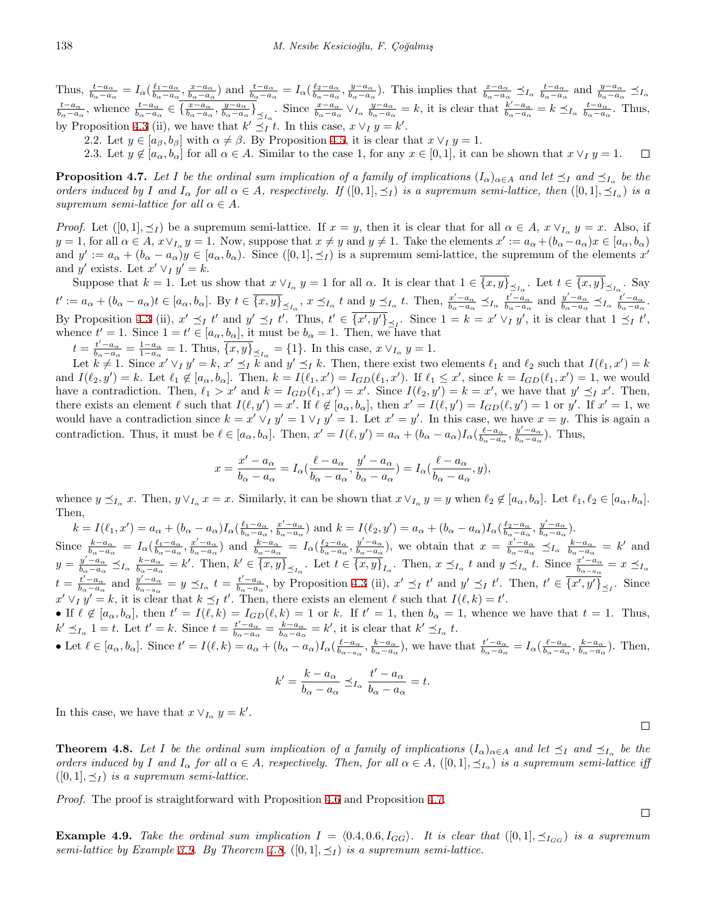Thus, $\frac{t-a_\alpha}{b_\alpha-a_\alpha} = I_\alpha(\frac{\ell_1-a_\alpha}{b_\alpha-a_\alpha}, \frac{x-a_\alpha}{b_\alpha-a_\alpha})$ and $\frac{t-a_\alpha}{b_\alpha-a_\alpha} = I_\alpha(\frac{\ell_2-a_\alpha}{b_\alpha-a_\alpha}, \frac{y-a_\alpha}{b_\alpha-a_\alpha})$. This implies that $\frac{x-a_\alpha}{b_\alpha-a_\alpha} \preceq_{I_\alpha} \frac{t-a_\alpha}{b_\alpha-a_\alpha}$ and $\frac{y-a_\alpha}{b_\alpha-a_\alpha} \preceq_{I_\alpha} \frac{t-a_\alpha}{b_\alpha-a_\alpha}$, whence $\frac{t-a_\alpha}{b_\alpha-a_\alpha} \in \overline{\{\frac{x-a_\alpha}{b_\alpha-a_\alpha}, \frac{y-a_\alpha}{b_\alpha-a_\alpha}\}}_{\preceq_{I_\alpha}}$. Since $\frac{x-a_\alpha}{b_\alpha-a_\alpha} \vee_{I_\alpha} \frac{y-a_\alpha}{b_\alpha-a_\alpha} = k$, it is clear that $\frac{k'-a_\alpha}{b_\alpha-a_\alpha} = k \preceq_{I_\alpha} \frac{t-a_\alpha}{b_\alpha-a_\alpha}$. Thus, by Proposition 4.3 (ii), we have that $k' \preceq_I t$. In this case, $x \vee_I y = k'$.

2.2. Let $y \in [a_\beta, b_\beta]$ with $\alpha \neq \beta$. By Proposition 4.5, it is clear that $x \vee_I y = 1$.

2.3. Let $y \notin [a_\alpha, b_\alpha]$ for all $\alpha \in A$. Similar to the case 1, for any $x \in [0,1]$, it can be shown that $x \vee_I y = 1$. □

**Proposition 4.7.** *Let $I$ be the ordinal sum implication of a family of implications $(I_\alpha)_{\alpha \in A}$ and let $\preceq_I$ and $\preceq_{I_\alpha}$ be the orders induced by $I$ and $I_\alpha$ for all $\alpha \in A$, respectively. If $([0,1], \preceq_I)$ is a supremum semi-lattice, then $([0,1], \preceq_{I_\alpha})$ is a supremum semi-lattice for all $\alpha \in A$.*

*Proof.* Let $([0,1], \preceq_I)$ be a supremum semi-lattice. If $x = y$, then it is clear that for all $\alpha \in A$, $x \vee_{I_\alpha} y = x$. Also, if $y = 1$, for all $\alpha \in A$, $x \vee_{I_\alpha} y = 1$. Now, suppose that $x \neq y$ and $y \neq 1$. Take the elements $x' := a_\alpha + (b_\alpha - a_\alpha)x \in [a_\alpha, b_\alpha)$ and $y' := a_\alpha + (b_\alpha - a_\alpha)y \in [a_\alpha, b_\alpha)$. Since $([0,1], \preceq_I)$ is a supremum semi-lattice, the supremum of the elements $x'$ and $y'$ exists. Let $x' \vee_I y' = k$.

Suppose that $k = 1$. Let us show that $x \vee_{I_\alpha} y = 1$ for all $\alpha$. It is clear that $1 \in \overline{\{x,y\}}_{\preceq_{I_\alpha}}$. Let $t \in \overline{\{x,y\}}_{\preceq_{I_\alpha}}$. Say $t' := a_\alpha + (b_\alpha - a_\alpha)t \in [a_\alpha, b_\alpha]$. By $t \in \overline{\{x,y\}}_{\preceq_{I_\alpha}}$, $x \preceq_{I_\alpha} t$ and $y \preceq_{I_\alpha} t$. Then, $\frac{x'-a_\alpha}{b_\alpha-a_\alpha} \preceq_{I_\alpha} \frac{t'-a_\alpha}{b_\alpha-a_\alpha}$ and $\frac{y'-a_\alpha}{b_\alpha-a_\alpha} \preceq_{I_\alpha} \frac{t'-a_\alpha}{b_\alpha-a_\alpha}$. By Proposition 4.3 (ii), $x' \preceq_I t'$ and $y' \preceq_I t'$. Thus, $t' \in \overline{\{x',y'\}}_{\preceq_I}$. Since $1 = k = x' \vee_I y'$, it is clear that $1 \preceq_I t'$, whence $t' = 1$. Since $1 = t' \in [a_\alpha, b_\alpha]$, it must be $b_\alpha = 1$. Then, we have that

$t = \frac{t'-a_\alpha}{b_\alpha-a_\alpha} = \frac{1-a_\alpha}{1-a_\alpha} = 1$. Thus, $\overline{\{x,y\}}_{\preceq_{I_\alpha}} = \{1\}$. In this case, $x \vee_{I_\alpha} y = 1$.

Let $k \neq 1$. Since $x' \vee_I y' = k$, $x' \preceq_I k$ and $y' \preceq_I k$. Then, there exist two elements $\ell_1$ and $\ell_2$ such that $I(\ell_1, x') = k$ and $I(\ell_2, y') = k$. Let $\ell_1 \notin [a_\alpha, b_\alpha]$. Then, $k = I(\ell_1, x') = I_{GD}(\ell_1, x')$. If $\ell_1 \leq x'$, since $k = I_{GD}(\ell_1, x') = 1$, we would have a contradiction. Then, $\ell_1 > x'$ and $k = I_{GD}(\ell_1, x') = x'$. Since $I(\ell_2, y') = k = x'$, we have that $y' \preceq_I x'$. Then, there exists an element $\ell$ such that $I(\ell, y') = x'$. If $\ell \notin [a_\alpha, b_\alpha]$, then $x' = I(\ell, y') = I_{GD}(\ell, y') = 1$ or $y'$. If $x' = 1$, we would have a contradiction since $k = x' \vee_I y' = 1 \vee_I y' = 1$. Let $x' = y'$. In this case, we have $x = y$. This is again a contradiction. Thus, it must be $\ell \in [a_\alpha, b_\alpha]$. Then, $x' = I(\ell, y') = a_\alpha + (b_\alpha - a_\alpha) I_\alpha(\frac{\ell-a_\alpha}{b_\alpha-a_\alpha}, \frac{y'-a_\alpha}{b_\alpha-a_\alpha})$. Thus,

$$x = \frac{x'-a_\alpha}{b_\alpha-a_\alpha} = I_\alpha(\frac{\ell-a_\alpha}{b_\alpha-a_\alpha}, \frac{y'-a_\alpha}{b_\alpha-a_\alpha}) = I_\alpha(\frac{\ell-a_\alpha}{b_\alpha-a_\alpha}, y),$$

whence $y \preceq_{I_\alpha} x$. Then, $y \vee_{I_\alpha} x = x$. Similarly, it can be shown that $x \vee_{I_\alpha} y = y$ when $\ell_2 \notin [a_\alpha, b_\alpha]$. Let $\ell_1, \ell_2 \in [a_\alpha, b_\alpha]$. Then,

$k = I(\ell_1, x') = a_\alpha + (b_\alpha - a_\alpha) I_\alpha(\frac{\ell_1-a_\alpha}{b_\alpha-a_\alpha}, \frac{x'-a_\alpha}{b_\alpha-a_\alpha})$ and $k = I(\ell_2, y') = a_\alpha + (b_\alpha - a_\alpha) I_\alpha(\frac{\ell_2-a_\alpha}{b_\alpha-a_\alpha}, \frac{y'-a_\alpha}{b_\alpha-a_\alpha})$.

Since $\frac{k-a_\alpha}{b_\alpha-a_\alpha} = I_\alpha(\frac{\ell_1-a_\alpha}{b_\alpha-a_\alpha}, \frac{x'-a_\alpha}{b_\alpha-a_\alpha})$ and $\frac{k-a_\alpha}{b_\alpha-a_\alpha} = I_\alpha(\frac{\ell_2-a_\alpha}{b_\alpha-a_\alpha}, \frac{y'-a_\alpha}{b_\alpha-a_\alpha})$, we obtain that $x = \frac{x'-a_\alpha}{b_\alpha-a_\alpha} \preceq_{I_\alpha} \frac{k-a_\alpha}{b_\alpha-a_\alpha} = k'$ and $y = \frac{y'-a_\alpha}{b_\alpha-a_\alpha} \preceq_{I_\alpha} \frac{k-a_\alpha}{b_\alpha-a_\alpha} = k'$. Then, $k' \in \overline{\{x,y\}}_{\preceq_{I_\alpha}}$. Let $t \in \overline{\{x,y\}}_{I_\alpha}$. Then, $x \preceq_{I_\alpha} t$ and $y \preceq_{I_\alpha} t$. Since $\frac{x'-a_\alpha}{b_\alpha-a_\alpha} = x \preceq_{I_\alpha} t = \frac{t'-a_\alpha}{b_\alpha-a_\alpha}$ and $\frac{y'-a_\alpha}{b_\alpha-a_\alpha} = y \preceq_{I_\alpha} t = \frac{t'-a_\alpha}{b_\alpha-a_\alpha}$, by Proposition 4.3 (ii), $x' \preceq_I t'$ and $y' \preceq_I t'$. Then, $t' \in \overline{\{x',y'\}}_{\preceq_I}$. Since $x' \vee_I y' = k$, it is clear that $k \preceq_I t'$. Then, there exists an element $\ell$ such that $I(\ell, k) = t'$.

- If $\ell \notin [a_\alpha, b_\alpha]$, then $t' = I(\ell, k) = I_{GD}(\ell, k) = 1$ or $k$. If $t' = 1$, then $b_\alpha = 1$, whence we have that $t = 1$. Thus, $k' \preceq_{I_\alpha} 1 = t$. Let $t' = k$. Since $t = \frac{t'-a_\alpha}{b_\alpha-a_\alpha} = \frac{k-a_\alpha}{b_\alpha-a_\alpha} = k'$, it is clear that $k' \preceq_{I_\alpha} t$.
- Let $\ell \in [a_\alpha, b_\alpha]$. Since $t' = I(\ell, k) = a_\alpha + (b_\alpha - a_\alpha) I_\alpha(\frac{\ell-a_\alpha}{b_\alpha-a_\alpha}, \frac{k-a_\alpha}{b_\alpha-a_\alpha})$, we have that $\frac{t'-a_\alpha}{b_\alpha-a_\alpha} = I_\alpha(\frac{\ell-a_\alpha}{b_\alpha-a_\alpha}, \frac{k-a_\alpha}{b_\alpha-a_\alpha})$. Then,

$$k' = \frac{k-a_\alpha}{b_\alpha-a_\alpha} \preceq_{I_\alpha} \frac{t'-a_\alpha}{b_\alpha-a_\alpha} = t.$$

In this case, we have that $x \vee_{I_\alpha} y = k'$.

□

**Theorem 4.8.** *Let $I$ be the ordinal sum implication of a family of implications $(I_\alpha)_{\alpha \in A}$ and let $\preceq_I$ and $\preceq_{I_\alpha}$ be the orders induced by $I$ and $I_\alpha$ for all $\alpha \in A$, respectively. Then, for all $\alpha \in A$, $([0,1], \preceq_{I_\alpha})$ is a supremum semi-lattice iff $([0,1], \preceq_I)$ is a supremum semi-lattice.*

*Proof.* The proof is straightforward with Proposition 4.6 and Proposition 4.7.

□

**Example 4.9.** *Take the ordinal sum implication $I = \langle 0.4, 0.6, I_{GG} \rangle$. It is clear that $([0,1], \preceq_{I_{GG}})$ is a supremum semi-lattice by Example 3.9. By Theorem 4.8, $([0,1], \preceq_I)$ is a supremum semi-lattice.*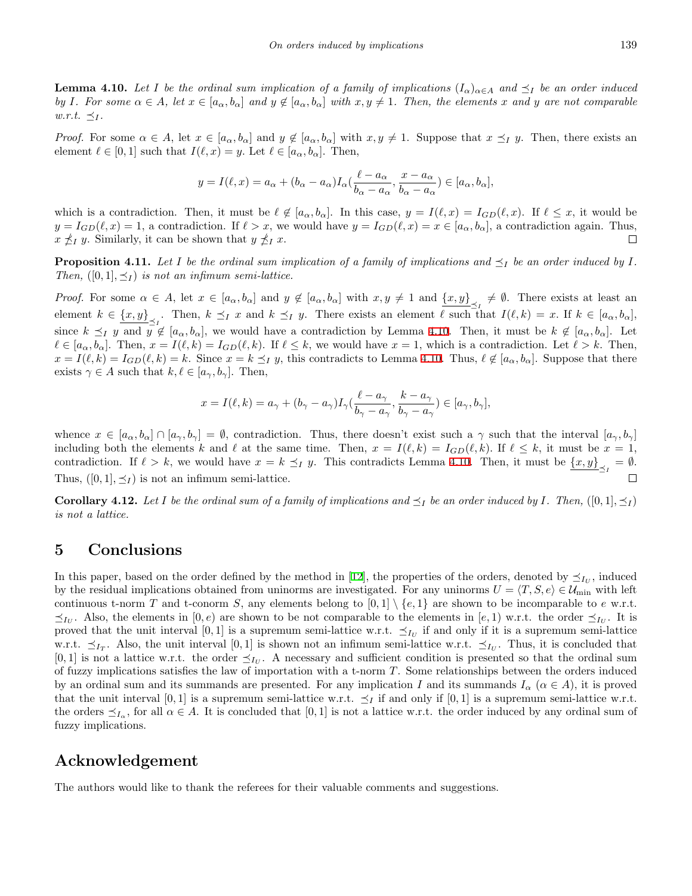**Lemma 4.10.** *Let $I$ be the ordinal sum implication of a family of implications $(I_\alpha)_{\alpha\in A}$ and $\preceq_I$ be an order induced by $I$. For some $\alpha \in A$, let $x \in [a_\alpha, b_\alpha]$ and $y \notin [a_\alpha, b_\alpha]$ with $x, y \neq 1$. Then, the elements $x$ and $y$ are not comparable w.r.t. $\preceq_I$.*

*Proof.* For some $\alpha \in A$, let $x \in [a_\alpha, b_\alpha]$ and $y \notin [a_\alpha, b_\alpha]$ with $x, y \neq 1$. Suppose that $x \preceq_I y$. Then, there exists an element $\ell \in [0, 1]$ such that $I(\ell, x) = y$. Let $\ell \in [a_\alpha, b_\alpha]$. Then,

$$y = I(\ell, x) = a_\alpha + (b_\alpha - a_\alpha)I_\alpha(\frac{\ell - a_\alpha}{b_\alpha - a_\alpha}, \frac{x - a_\alpha}{b_\alpha - a_\alpha}) \in [a_\alpha, b_\alpha],$$

which is a contradiction. Then, it must be $\ell \notin [a_\alpha, b_\alpha]$. In this case, $y = I(\ell, x) = I_{GD}(\ell, x)$. If $\ell \leq x$, it would be $y = I_{GD}(\ell, x) = 1$, a contradiction. If $\ell > x$, we would have $y = I_{GD}(\ell, x) = x \in [a_\alpha, b_\alpha]$, a contradiction again. Thus, $x \npreceq_I y$. Similarly, it can be shown that $y \npreceq_I x$. □

**Proposition 4.11.** *Let $I$ be the ordinal sum implication of a family of implications and $\preceq_I$ be an order induced by $I$. Then, $([0, 1], \preceq_I)$ is not an infimum semi-lattice.*

*Proof.* For some $\alpha \in A$, let $x \in [a_\alpha, b_\alpha]$ and $y \notin [a_\alpha, b_\alpha]$ with $x, y \neq 1$ and $\underline{\{x, y\}}_{\preceq_I} \neq \emptyset$. There exists at least an element $k \in \underline{\{x, y\}}_{\preceq_I}$. Then, $k \preceq_I x$ and $k \preceq_I y$. There exists an element $\ell$ such that $I(\ell, k) = x$. If $k \in [a_\alpha, b_\alpha]$, since $k \preceq_I y$ and $y \notin [a_\alpha, b_\alpha]$, we would have a contradiction by Lemma 4.10. Then, it must be $k \notin [a_\alpha, b_\alpha]$. Let $\ell \in [a_\alpha, b_\alpha]$. Then, $x = I(\ell, k) = I_{GD}(\ell, k)$. If $\ell \leq k$, we would have $x = 1$, which is a contradiction. Let $\ell > k$. Then, $x = I(\ell, k) = I_{GD}(\ell, k) = k$. Since $x = k \preceq_I y$, this contradicts to Lemma 4.10. Thus, $\ell \notin [a_\alpha, b_\alpha]$. Suppose that there exists $\gamma \in A$ such that $k, \ell \in [a_\gamma, b_\gamma]$. Then,

$$x = I(\ell, k) = a_\gamma + (b_\gamma - a_\gamma)I_\gamma(\frac{\ell - a_\gamma}{b_\gamma - a_\gamma}, \frac{k - a_\gamma}{b_\gamma - a_\gamma}) \in [a_\gamma, b_\gamma],$$

whence $x \in [a_\alpha, b_\alpha] \cap [a_\gamma, b_\gamma] = \emptyset$, contradiction. Thus, there doesn't exist such a $\gamma$ such that the interval $[a_\gamma, b_\gamma]$ including both the elements $k$ and $\ell$ at the same time. Then, $x = I(\ell, k) = I_{GD}(\ell, k)$. If $\ell \leq k$, it must be $x = 1$, contradiction. If $\ell > k$, we would have $x = k \preceq_I y$. This contradicts Lemma 4.10. Then, it must be $\underline{\{x, y\}}_{\preceq_I} = \emptyset$. Thus, $([0, 1], \preceq_I)$ is not an infimum semi-lattice. □

**Corollary 4.12.** *Let $I$ be the ordinal sum of a family of implications and $\preceq_I$ be an order induced by $I$. Then, $([0, 1], \preceq_I)$ is not a lattice.*

## 5 Conclusions

In this paper, based on the order defined by the method in [12], the properties of the orders, denoted by $\preceq_{I_U}$, induced by the residual implications obtained from uninorms are investigated. For any uninorms $U = \langle T, S, e\rangle \in \mathcal{U}_{\min}$ with left continuous t-norm $T$ and t-conorm $S$, any elements belong to $[0, 1] \setminus \{e, 1\}$ are shown to be incomparable to $e$ w.r.t. $\preceq_{I_U}$. Also, the elements in $[0, e)$ are shown to be not comparable to the elements in $[e, 1)$ w.r.t. the order $\preceq_{I_U}$. It is proved that the unit interval $[0, 1]$ is a supremum semi-lattice w.r.t. $\preceq_{I_U}$ if and only if it is a supremum semi-lattice w.r.t. $\preceq_{I_T}$. Also, the unit interval $[0, 1]$ is shown not an infimum semi-lattice w.r.t. $\preceq_{I_U}$. Thus, it is concluded that $[0, 1]$ is not a lattice w.r.t. the order $\preceq_{I_U}$. A necessary and sufficient condition is presented so that the ordinal sum of fuzzy implications satisfies the law of importation with a t-norm $T$. Some relationships between the orders induced by an ordinal sum and its summands are presented. For any implication $I$ and its summands $I_\alpha$ ($\alpha \in A$), it is proved that the unit interval $[0, 1]$ is a supremum semi-lattice w.r.t. $\preceq_I$ if and only if $[0, 1]$ is a supremum semi-lattice w.r.t. the orders $\preceq_{I_\alpha}$, for all $\alpha \in A$. It is concluded that $[0, 1]$ is not a lattice w.r.t. the order induced by any ordinal sum of fuzzy implications.

## Acknowledgement

The authors would like to thank the referees for their valuable comments and suggestions.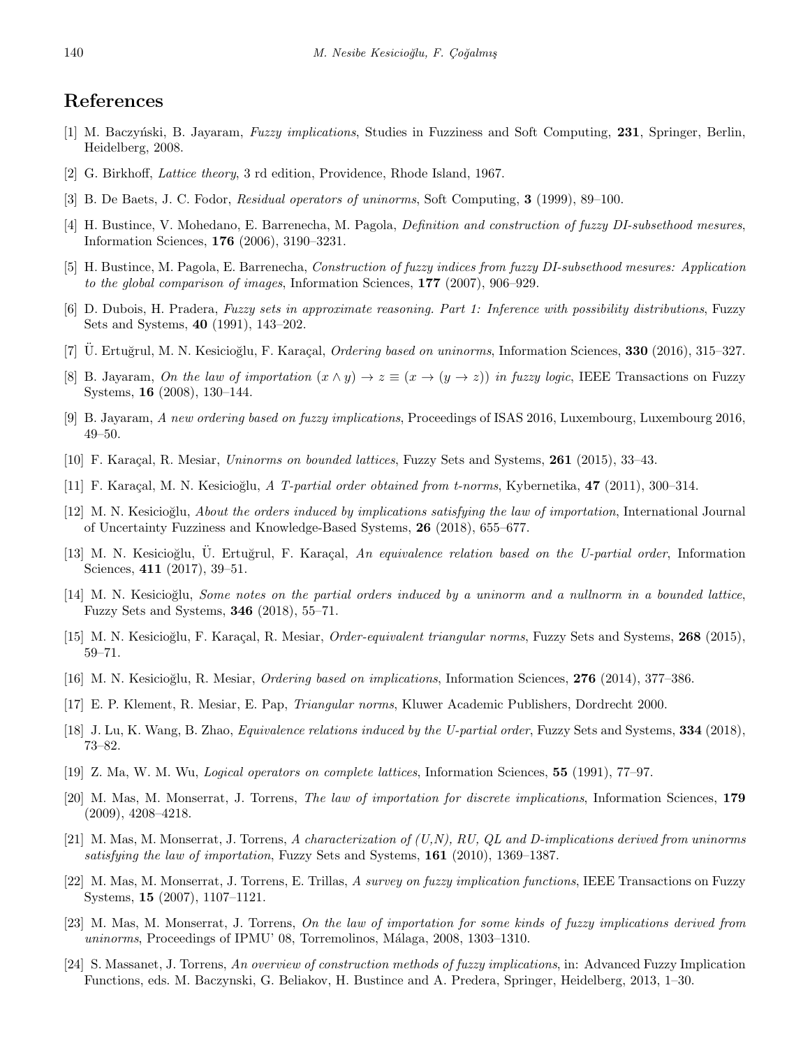## References

[1] M. Baczyński, B. Jayaram, *Fuzzy implications*, Studies in Fuzziness and Soft Computing, **231**, Springer, Berlin, Heidelberg, 2008.

[2] G. Birkhoff, *Lattice theory*, 3 rd edition, Providence, Rhode Island, 1967.

[3] B. De Baets, J. C. Fodor, *Residual operators of uninorms*, Soft Computing, **3** (1999), 89–100.

[4] H. Bustince, V. Mohedano, E. Barrenecha, M. Pagola, *Definition and construction of fuzzy DI-subsethood mesures*, Information Sciences, **176** (2006), 3190–3231.

[5] H. Bustince, M. Pagola, E. Barrenecha, *Construction of fuzzy indices from fuzzy DI-subsethood mesures: Application to the global comparison of images*, Information Sciences, **177** (2007), 906–929.

[6] D. Dubois, H. Pradera, *Fuzzy sets in approximate reasoning. Part 1: Inference with possibility distributions*, Fuzzy Sets and Systems, **40** (1991), 143–202.

[7] Ü. Ertuğrul, M. N. Kesicioğlu, F. Karaçal, *Ordering based on uninorms*, Information Sciences, **330** (2016), 315–327.

[8] B. Jayaram, *On the law of importation $(x \wedge y) \to z \equiv (x \to (y \to z))$ in fuzzy logic*, IEEE Transactions on Fuzzy Systems, **16** (2008), 130–144.

[9] B. Jayaram, *A new ordering based on fuzzy implications*, Proceedings of ISAS 2016, Luxembourg, Luxembourg 2016, 49–50.

[10] F. Karaçal, R. Mesiar, *Uninorms on bounded lattices*, Fuzzy Sets and Systems, **261** (2015), 33–43.

[11] F. Karaçal, M. N. Kesicioğlu, *A T-partial order obtained from t-norms*, Kybernetika, **47** (2011), 300–314.

[12] M. N. Kesicioğlu, *About the orders induced by implications satisfying the law of importation*, International Journal of Uncertainty Fuzziness and Knowledge-Based Systems, **26** (2018), 655–677.

[13] M. N. Kesicioğlu, Ü. Ertuğrul, F. Karaçal, *An equivalence relation based on the U-partial order*, Information Sciences, **411** (2017), 39–51.

[14] M. N. Kesicioğlu, *Some notes on the partial orders induced by a uninorm and a nullnorm in a bounded lattice*, Fuzzy Sets and Systems, **346** (2018), 55–71.

[15] M. N. Kesicioğlu, F. Karaçal, R. Mesiar, *Order-equivalent triangular norms*, Fuzzy Sets and Systems, **268** (2015), 59–71.

[16] M. N. Kesicioğlu, R. Mesiar, *Ordering based on implications*, Information Sciences, **276** (2014), 377–386.

[17] E. P. Klement, R. Mesiar, E. Pap, *Triangular norms*, Kluwer Academic Publishers, Dordrecht 2000.

[18] J. Lu, K. Wang, B. Zhao, *Equivalence relations induced by the U-partial order*, Fuzzy Sets and Systems, **334** (2018), 73–82.

[19] Z. Ma, W. M. Wu, *Logical operators on complete lattices*, Information Sciences, **55** (1991), 77–97.

[20] M. Mas, M. Monserrat, J. Torrens, *The law of importation for discrete implications*, Information Sciences, **179** (2009), 4208–4218.

[21] M. Mas, M. Monserrat, J. Torrens, *A characterization of (U,N), RU, QL and D-implications derived from uninorms satisfying the law of importation*, Fuzzy Sets and Systems, **161** (2010), 1369–1387.

[22] M. Mas, M. Monserrat, J. Torrens, E. Trillas, *A survey on fuzzy implication functions*, IEEE Transactions on Fuzzy Systems, **15** (2007), 1107–1121.

[23] M. Mas, M. Monserrat, J. Torrens, *On the law of importation for some kinds of fuzzy implications derived from uninorms*, Proceedings of IPMU' 08, Torremolinos, Málaga, 2008, 1303–1310.

[24] S. Massanet, J. Torrens, *An overview of construction methods of fuzzy implications*, in: Advanced Fuzzy Implication Functions, eds. M. Baczynski, G. Beliakov, H. Bustince and A. Predera, Springer, Heidelberg, 2013, 1–30.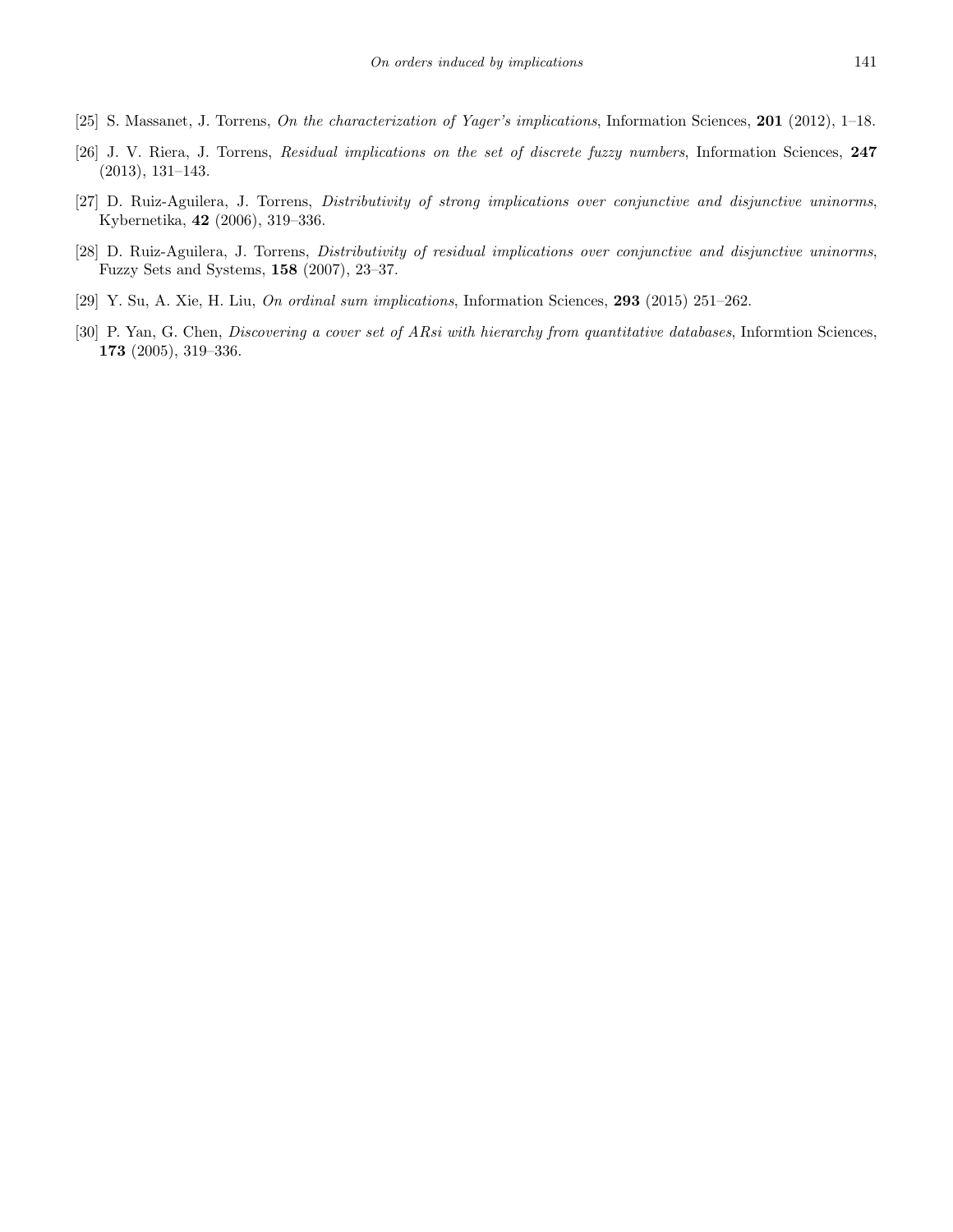[25] S. Massanet, J. Torrens, *On the characterization of Yager's implications*, Information Sciences, **201** (2012), 1–18.

[26] J. V. Riera, J. Torrens, *Residual implications on the set of discrete fuzzy numbers*, Information Sciences, **247** (2013), 131–143.

[27] D. Ruiz-Aguilera, J. Torrens, *Distributivity of strong implications over conjunctive and disjunctive uninorms*, Kybernetika, **42** (2006), 319–336.

[28] D. Ruiz-Aguilera, J. Torrens, *Distributivity of residual implications over conjunctive and disjunctive uninorms*, Fuzzy Sets and Systems, **158** (2007), 23–37.

[29] Y. Su, A. Xie, H. Liu, *On ordinal sum implications*, Information Sciences, **293** (2015) 251–262.

[30] P. Yan, G. Chen, *Discovering a cover set of ARsi with hierarchy from quantitative databases*, Informtion Sciences, **173** (2005), 319–336.